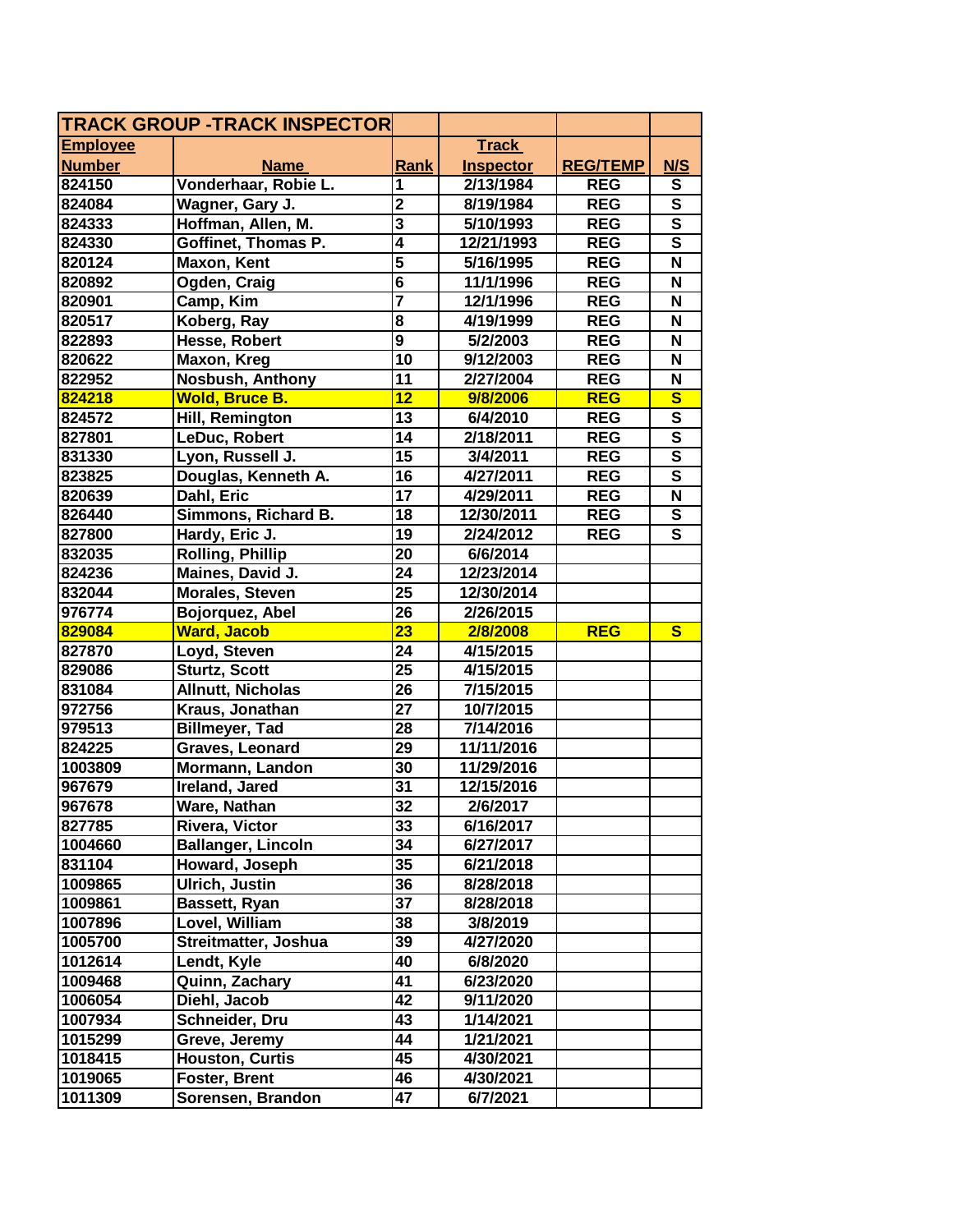| TRACK GROUP -TRACK INSPECTOR | | | | | |
|---|---|---|---|---|---|
| Employee | | | Track | | |
| Number | Name | Rank | Inspector | REG/TEMP | N/S |
| 824150 | Vonderhaar, Robie L. | 1 | 2/13/1984 | REG | S |
| 824084 | Wagner, Gary J. | 2 | 8/19/1984 | REG | S |
| 824333 | Hoffman, Allen, M. | 3 | 5/10/1993 | REG | S |
| 824330 | Goffinet, Thomas P. | 4 | 12/21/1993 | REG | S |
| 820124 | Maxon, Kent | 5 | 5/16/1995 | REG | N |
| 820892 | Ogden, Craig | 6 | 11/1/1996 | REG | N |
| 820901 | Camp, Kim | 7 | 12/1/1996 | REG | N |
| 820517 | Koberg, Ray | 8 | 4/19/1999 | REG | N |
| 822893 | Hesse, Robert | 9 | 5/2/2003 | REG | N |
| 820622 | Maxon, Kreg | 10 | 9/12/2003 | REG | N |
| 822952 | Nosbush, Anthony | 11 | 2/27/2004 | REG | N |
| 824218 | Wold, Bruce B. | 12 | 9/8/2006 | REG | S |
| 824572 | Hill, Remington | 13 | 6/4/2010 | REG | S |
| 827801 | LeDuc, Robert | 14 | 2/18/2011 | REG | S |
| 831330 | Lyon, Russell J. | 15 | 3/4/2011 | REG | S |
| 823825 | Douglas, Kenneth A. | 16 | 4/27/2011 | REG | S |
| 820639 | Dahl, Eric | 17 | 4/29/2011 | REG | N |
| 826440 | Simmons, Richard B. | 18 | 12/30/2011 | REG | S |
| 827800 | Hardy, Eric J. | 19 | 2/24/2012 | REG | S |
| 832035 | Rolling, Phillip | 20 | 6/6/2014 | | |
| 824236 | Maines, David J. | 24 | 12/23/2014 | | |
| 832044 | Morales, Steven | 25 | 12/30/2014 | | |
| 976774 | Bojorquez, Abel | 26 | 2/26/2015 | | |
| 829084 | Ward, Jacob | 23 | 2/8/2008 | REG | S |
| 827870 | Loyd, Steven | 24 | 4/15/2015 | | |
| 829086 | Sturtz, Scott | 25 | 4/15/2015 | | |
| 831084 | Allnutt, Nicholas | 26 | 7/15/2015 | | |
| 972756 | Kraus, Jonathan | 27 | 10/7/2015 | | |
| 979513 | Billmeyer, Tad | 28 | 7/14/2016 | | |
| 824225 | Graves, Leonard | 29 | 11/11/2016 | | |
| 1003809 | Mormann, Landon | 30 | 11/29/2016 | | |
| 967679 | Ireland, Jared | 31 | 12/15/2016 | | |
| 967678 | Ware, Nathan | 32 | 2/6/2017 | | |
| 827785 | Rivera, Victor | 33 | 6/16/2017 | | |
| 1004660 | Ballanger, Lincoln | 34 | 6/27/2017 | | |
| 831104 | Howard, Joseph | 35 | 6/21/2018 | | |
| 1009865 | Ulrich, Justin | 36 | 8/28/2018 | | |
| 1009861 | Bassett, Ryan | 37 | 8/28/2018 | | |
| 1007896 | Lovel, William | 38 | 3/8/2019 | | |
| 1005700 | Streitmatter, Joshua | 39 | 4/27/2020 | | |
| 1012614 | Lendt, Kyle | 40 | 6/8/2020 | | |
| 1009468 | Quinn, Zachary | 41 | 6/23/2020 | | |
| 1006054 | Diehl, Jacob | 42 | 9/11/2020 | | |
| 1007934 | Schneider, Dru | 43 | 1/14/2021 | | |
| 1015299 | Greve, Jeremy | 44 | 1/21/2021 | | |
| 1018415 | Houston, Curtis | 45 | 4/30/2021 | | |
| 1019065 | Foster, Brent | 46 | 4/30/2021 | | |
| 1011309 | Sorensen, Brandon | 47 | 6/7/2021 | | |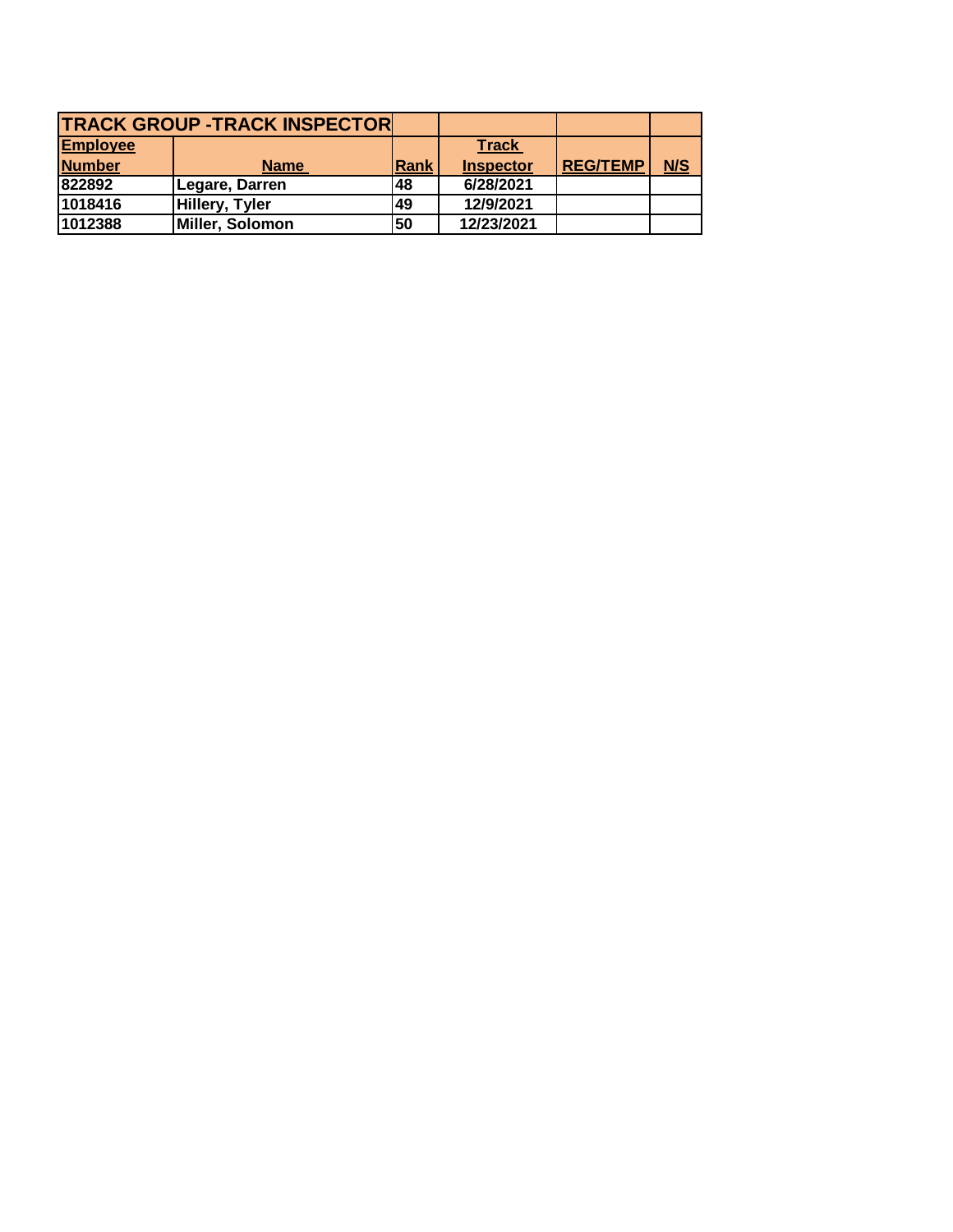| TRACK GROUP -TRACK INSPECTOR | | | | | |
|---|---|---|---|---|---|
| Employee Number | Name | Rank | Track Inspector | REG/TEMP | N/S |
| 822892 | Legare, Darren | 48 | 6/28/2021 | | |
| 1018416 | Hillery, Tyler | 49 | 12/9/2021 | | |
| 1012388 | Miller, Solomon | 50 | 12/23/2021 | | |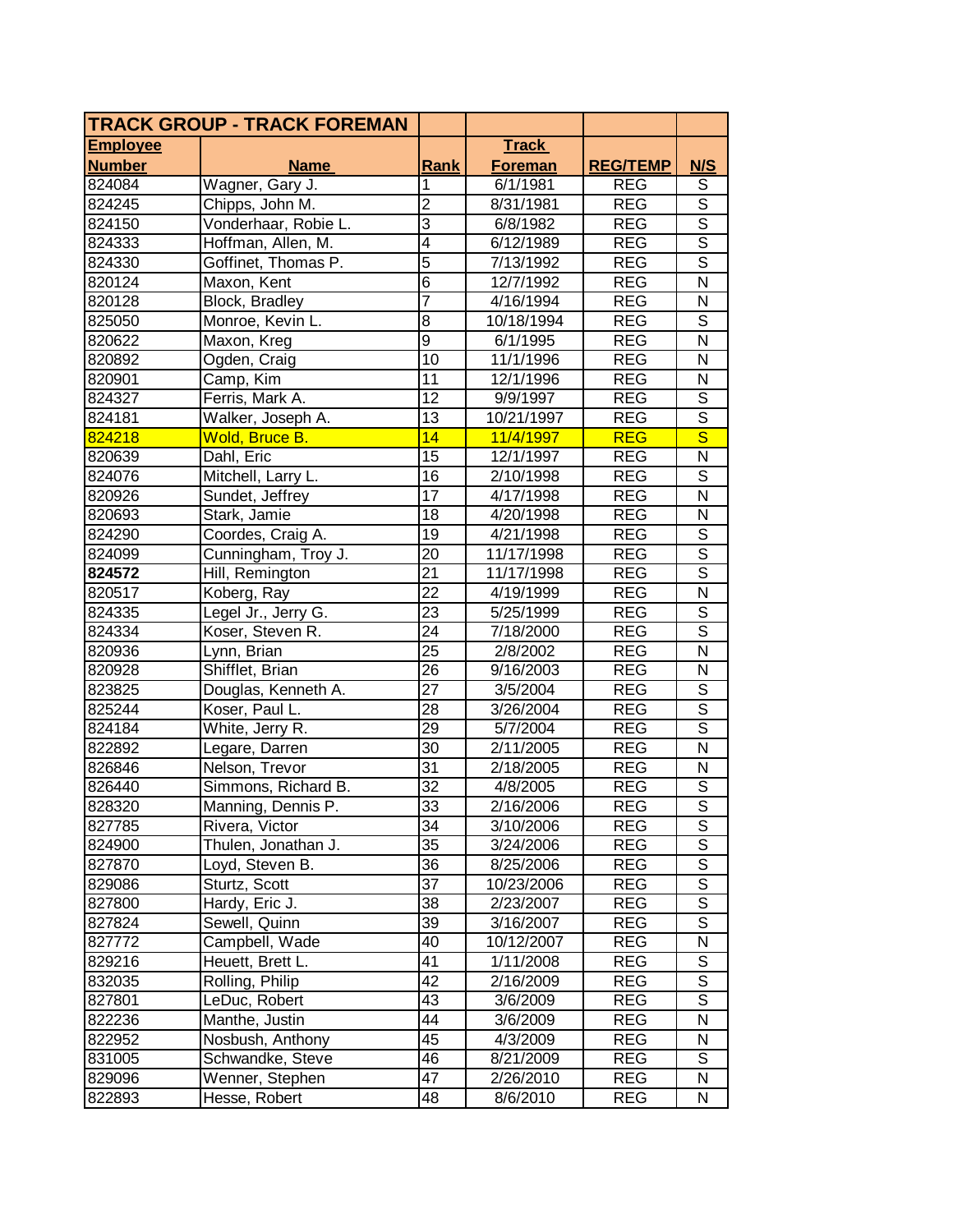| TRACK GROUP - TRACK FOREMAN | | | | | |
|---|---|---|---|---|---|
| **Employee Number** | **Name** | **Rank** | **Track Foreman** | **REG/TEMP** | **N/S** |
| 824084 | Wagner, Gary J. | 1 | 6/1/1981 | REG | S |
| 824245 | Chipps, John M. | 2 | 8/31/1981 | REG | S |
| 824150 | Vonderhaar, Robie L. | 3 | 6/8/1982 | REG | S |
| 824333 | Hoffman, Allen, M. | 4 | 6/12/1989 | REG | S |
| 824330 | Goffinet, Thomas P. | 5 | 7/13/1992 | REG | S |
| 820124 | Maxon, Kent | 6 | 12/7/1992 | REG | N |
| 820128 | Block, Bradley | 7 | 4/16/1994 | REG | N |
| 825050 | Monroe, Kevin L. | 8 | 10/18/1994 | REG | S |
| 820622 | Maxon, Kreg | 9 | 6/1/1995 | REG | N |
| 820892 | Ogden, Craig | 10 | 11/1/1996 | REG | N |
| 820901 | Camp, Kim | 11 | 12/1/1996 | REG | N |
| 824327 | Ferris, Mark A. | 12 | 9/9/1997 | REG | S |
| 824181 | Walker, Joseph A. | 13 | 10/21/1997 | REG | S |
| 824218 | Wold, Bruce B. | 14 | 11/4/1997 | REG | S |
| 820639 | Dahl, Eric | 15 | 12/1/1997 | REG | N |
| 824076 | Mitchell, Larry L. | 16 | 2/10/1998 | REG | S |
| 820926 | Sundet, Jeffrey | 17 | 4/17/1998 | REG | N |
| 820693 | Stark, Jamie | 18 | 4/20/1998 | REG | N |
| 824290 | Coordes, Craig A. | 19 | 4/21/1998 | REG | S |
| 824099 | Cunningham, Troy J. | 20 | 11/17/1998 | REG | S |
| **824572** | Hill, Remington | 21 | 11/17/1998 | REG | S |
| 820517 | Koberg, Ray | 22 | 4/19/1999 | REG | N |
| 824335 | Legel Jr., Jerry G. | 23 | 5/25/1999 | REG | S |
| 824334 | Koser, Steven R. | 24 | 7/18/2000 | REG | S |
| 820936 | Lynn, Brian | 25 | 2/8/2002 | REG | N |
| 820928 | Shifflet, Brian | 26 | 9/16/2003 | REG | N |
| 823825 | Douglas, Kenneth A. | 27 | 3/5/2004 | REG | S |
| 825244 | Koser, Paul L. | 28 | 3/26/2004 | REG | S |
| 824184 | White, Jerry R. | 29 | 5/7/2004 | REG | S |
| 822892 | Legare, Darren | 30 | 2/11/2005 | REG | N |
| 826846 | Nelson, Trevor | 31 | 2/18/2005 | REG | N |
| 826440 | Simmons, Richard B. | 32 | 4/8/2005 | REG | S |
| 828320 | Manning, Dennis P. | 33 | 2/16/2006 | REG | S |
| 827785 | Rivera, Victor | 34 | 3/10/2006 | REG | S |
| 824900 | Thulen, Jonathan J. | 35 | 3/24/2006 | REG | S |
| 827870 | Loyd, Steven B. | 36 | 8/25/2006 | REG | S |
| 829086 | Sturtz, Scott | 37 | 10/23/2006 | REG | S |
| 827800 | Hardy, Eric J. | 38 | 2/23/2007 | REG | S |
| 827824 | Sewell, Quinn | 39 | 3/16/2007 | REG | S |
| 827772 | Campbell, Wade | 40 | 10/12/2007 | REG | N |
| 829216 | Heuett, Brett L. | 41 | 1/11/2008 | REG | S |
| 832035 | Rolling, Philip | 42 | 2/16/2009 | REG | S |
| 827801 | LeDuc, Robert | 43 | 3/6/2009 | REG | S |
| 822236 | Manthe, Justin | 44 | 3/6/2009 | REG | N |
| 822952 | Nosbush, Anthony | 45 | 4/3/2009 | REG | N |
| 831005 | Schwandke, Steve | 46 | 8/21/2009 | REG | S |
| 829096 | Wenner, Stephen | 47 | 2/26/2010 | REG | N |
| 822893 | Hesse, Robert | 48 | 8/6/2010 | REG | N |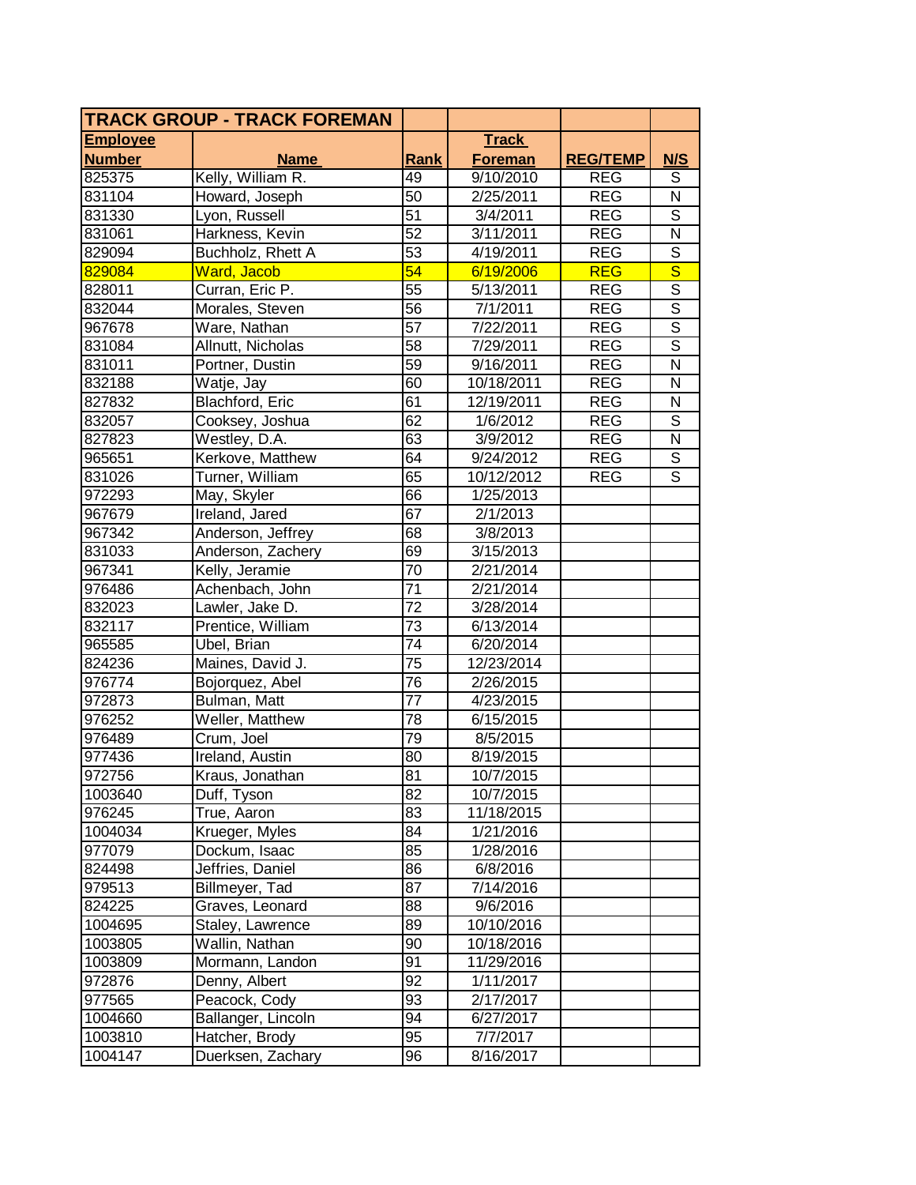| TRACK GROUP - TRACK FOREMAN | | | | | |
|---|---|---|---|---|---|
| **Employee Number** | **Name** | **Rank** | **Track Foreman** | **REG/TEMP** | **N/S** |
| 825375 | Kelly, William R. | 49 | 9/10/2010 | REG | S |
| 831104 | Howard, Joseph | 50 | 2/25/2011 | REG | N |
| 831330 | Lyon, Russell | 51 | 3/4/2011 | REG | S |
| 831061 | Harkness, Kevin | 52 | 3/11/2011 | REG | N |
| 829094 | Buchholz, Rhett A | 53 | 4/19/2011 | REG | S |
| 829084 | Ward, Jacob | 54 | 6/19/2006 | REG | S |
| 828011 | Curran, Eric P. | 55 | 5/13/2011 | REG | S |
| 832044 | Morales, Steven | 56 | 7/1/2011 | REG | S |
| 967678 | Ware, Nathan | 57 | 7/22/2011 | REG | S |
| 831084 | Allnutt, Nicholas | 58 | 7/29/2011 | REG | S |
| 831011 | Portner, Dustin | 59 | 9/16/2011 | REG | N |
| 832188 | Watje, Jay | 60 | 10/18/2011 | REG | N |
| 827832 | Blachford, Eric | 61 | 12/19/2011 | REG | N |
| 832057 | Cooksey, Joshua | 62 | 1/6/2012 | REG | S |
| 827823 | Westley, D.A. | 63 | 3/9/2012 | REG | N |
| 965651 | Kerkove, Matthew | 64 | 9/24/2012 | REG | S |
| 831026 | Turner, William | 65 | 10/12/2012 | REG | S |
| 972293 | May, Skyler | 66 | 1/25/2013 | | |
| 967679 | Ireland, Jared | 67 | 2/1/2013 | | |
| 967342 | Anderson, Jeffrey | 68 | 3/8/2013 | | |
| 831033 | Anderson, Zachery | 69 | 3/15/2013 | | |
| 967341 | Kelly, Jeramie | 70 | 2/21/2014 | | |
| 976486 | Achenbach, John | 71 | 2/21/2014 | | |
| 832023 | Lawler, Jake D. | 72 | 3/28/2014 | | |
| 832117 | Prentice, William | 73 | 6/13/2014 | | |
| 965585 | Ubel, Brian | 74 | 6/20/2014 | | |
| 824236 | Maines, David J. | 75 | 12/23/2014 | | |
| 976774 | Bojorquez, Abel | 76 | 2/26/2015 | | |
| 972873 | Bulman, Matt | 77 | 4/23/2015 | | |
| 976252 | Weller, Matthew | 78 | 6/15/2015 | | |
| 976489 | Crum, Joel | 79 | 8/5/2015 | | |
| 977436 | Ireland, Austin | 80 | 8/19/2015 | | |
| 972756 | Kraus, Jonathan | 81 | 10/7/2015 | | |
| 1003640 | Duff, Tyson | 82 | 10/7/2015 | | |
| 976245 | True, Aaron | 83 | 11/18/2015 | | |
| 1004034 | Krueger, Myles | 84 | 1/21/2016 | | |
| 977079 | Dockum, Isaac | 85 | 1/28/2016 | | |
| 824498 | Jeffries, Daniel | 86 | 6/8/2016 | | |
| 979513 | Billmeyer, Tad | 87 | 7/14/2016 | | |
| 824225 | Graves, Leonard | 88 | 9/6/2016 | | |
| 1004695 | Staley, Lawrence | 89 | 10/10/2016 | | |
| 1003805 | Wallin, Nathan | 90 | 10/18/2016 | | |
| 1003809 | Mormann, Landon | 91 | 11/29/2016 | | |
| 972876 | Denny, Albert | 92 | 1/11/2017 | | |
| 977565 | Peacock, Cody | 93 | 2/17/2017 | | |
| 1004660 | Ballanger, Lincoln | 94 | 6/27/2017 | | |
| 1003810 | Hatcher, Brody | 95 | 7/7/2017 | | |
| 1004147 | Duerksen, Zachary | 96 | 8/16/2017 | | |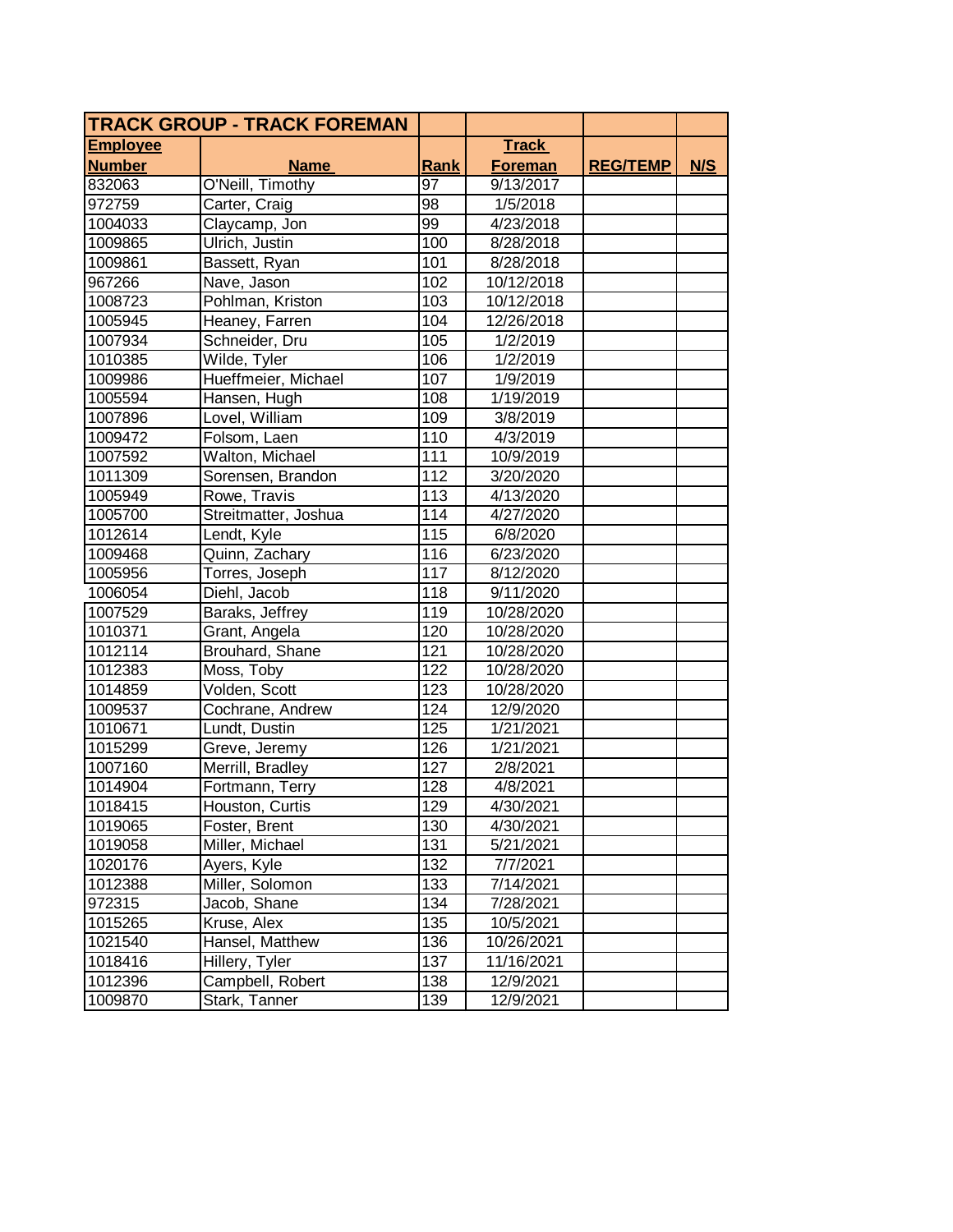| TRACK GROUP - TRACK FOREMAN | | | | | |
|---|---|---|---|---|---|
| **Employee Number** | **Name** | **Rank** | **Track Foreman** | **REG/TEMP** | **N/S** |
| 832063 | O'Neill, Timothy | 97 | 9/13/2017 | | |
| 972759 | Carter, Craig | 98 | 1/5/2018 | | |
| 1004033 | Claycamp, Jon | 99 | 4/23/2018 | | |
| 1009865 | Ulrich, Justin | 100 | 8/28/2018 | | |
| 1009861 | Bassett, Ryan | 101 | 8/28/2018 | | |
| 967266 | Nave, Jason | 102 | 10/12/2018 | | |
| 1008723 | Pohlman, Kriston | 103 | 10/12/2018 | | |
| 1005945 | Heaney, Farren | 104 | 12/26/2018 | | |
| 1007934 | Schneider, Dru | 105 | 1/2/2019 | | |
| 1010385 | Wilde, Tyler | 106 | 1/2/2019 | | |
| 1009986 | Hueffmeier, Michael | 107 | 1/9/2019 | | |
| 1005594 | Hansen, Hugh | 108 | 1/19/2019 | | |
| 1007896 | Lovel, William | 109 | 3/8/2019 | | |
| 1009472 | Folsom, Laen | 110 | 4/3/2019 | | |
| 1007592 | Walton, Michael | 111 | 10/9/2019 | | |
| 1011309 | Sorensen, Brandon | 112 | 3/20/2020 | | |
| 1005949 | Rowe, Travis | 113 | 4/13/2020 | | |
| 1005700 | Streitmatter, Joshua | 114 | 4/27/2020 | | |
| 1012614 | Lendt, Kyle | 115 | 6/8/2020 | | |
| 1009468 | Quinn, Zachary | 116 | 6/23/2020 | | |
| 1005956 | Torres, Joseph | 117 | 8/12/2020 | | |
| 1006054 | Diehl, Jacob | 118 | 9/11/2020 | | |
| 1007529 | Baraks, Jeffrey | 119 | 10/28/2020 | | |
| 1010371 | Grant, Angela | 120 | 10/28/2020 | | |
| 1012114 | Brouhard, Shane | 121 | 10/28/2020 | | |
| 1012383 | Moss, Toby | 122 | 10/28/2020 | | |
| 1014859 | Volden, Scott | 123 | 10/28/2020 | | |
| 1009537 | Cochrane, Andrew | 124 | 12/9/2020 | | |
| 1010671 | Lundt, Dustin | 125 | 1/21/2021 | | |
| 1015299 | Greve, Jeremy | 126 | 1/21/2021 | | |
| 1007160 | Merrill, Bradley | 127 | 2/8/2021 | | |
| 1014904 | Fortmann, Terry | 128 | 4/8/2021 | | |
| 1018415 | Houston, Curtis | 129 | 4/30/2021 | | |
| 1019065 | Foster, Brent | 130 | 4/30/2021 | | |
| 1019058 | Miller, Michael | 131 | 5/21/2021 | | |
| 1020176 | Ayers, Kyle | 132 | 7/7/2021 | | |
| 1012388 | Miller, Solomon | 133 | 7/14/2021 | | |
| 972315 | Jacob, Shane | 134 | 7/28/2021 | | |
| 1015265 | Kruse, Alex | 135 | 10/5/2021 | | |
| 1021540 | Hansel, Matthew | 136 | 10/26/2021 | | |
| 1018416 | Hillery, Tyler | 137 | 11/16/2021 | | |
| 1012396 | Campbell, Robert | 138 | 12/9/2021 | | |
| 1009870 | Stark, Tanner | 139 | 12/9/2021 | | |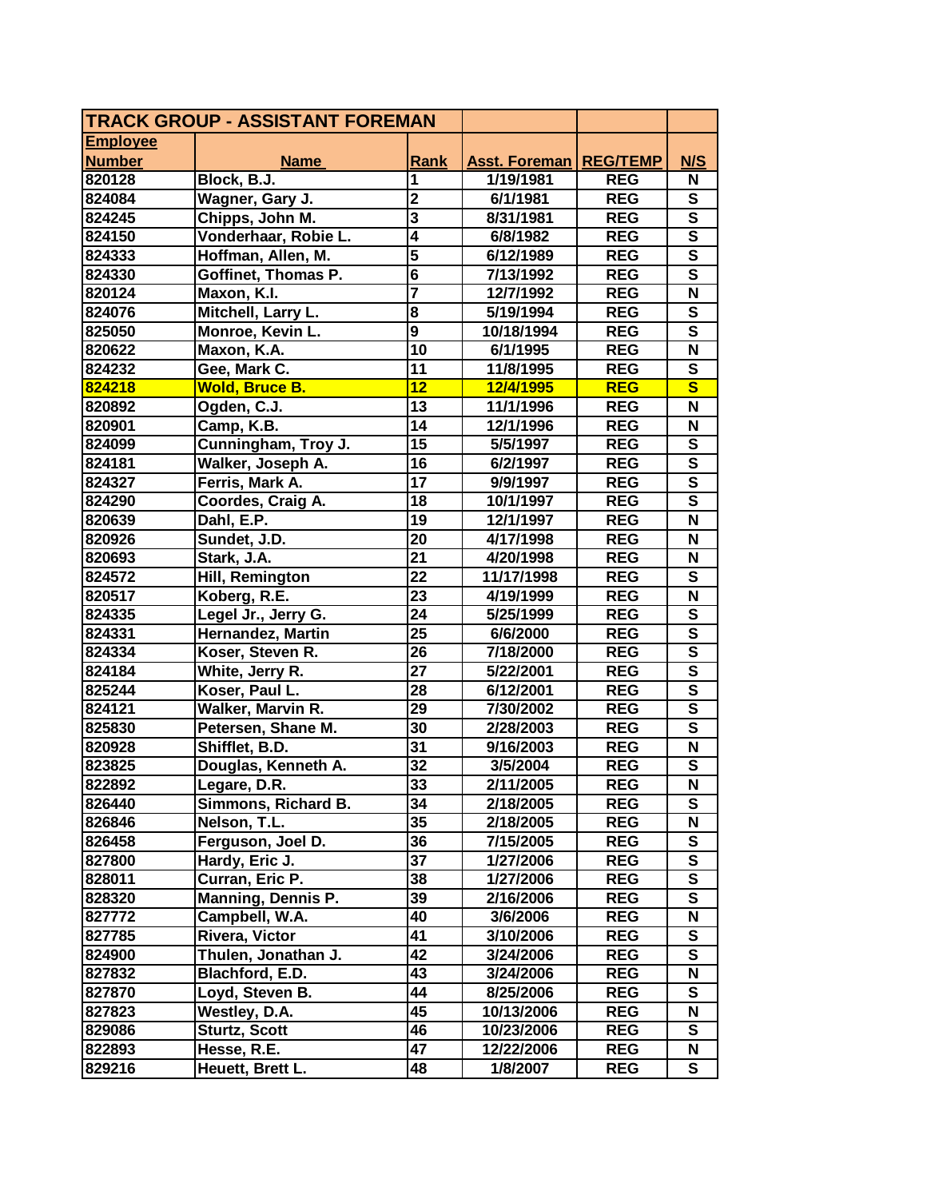| TRACK GROUP - ASSISTANT FOREMAN | | | | | |
|---|---|---|---|---|---|
| **Employee Number** | **Name** | **Rank** | **Asst. Foreman** | **REG/TEMP** | **N/S** |
| 820128 | Block, B.J. | 1 | 1/19/1981 | REG | N |
| 824084 | Wagner, Gary J. | 2 | 6/1/1981 | REG | S |
| 824245 | Chipps, John M. | 3 | 8/31/1981 | REG | S |
| 824150 | Vonderhaar, Robie L. | 4 | 6/8/1982 | REG | S |
| 824333 | Hoffman, Allen, M. | 5 | 6/12/1989 | REG | S |
| 824330 | Goffinet, Thomas P. | 6 | 7/13/1992 | REG | S |
| 820124 | Maxon, K.I. | 7 | 12/7/1992 | REG | N |
| 824076 | Mitchell, Larry L. | 8 | 5/19/1994 | REG | S |
| 825050 | Monroe, Kevin L. | 9 | 10/18/1994 | REG | S |
| 820622 | Maxon, K.A. | 10 | 6/1/1995 | REG | N |
| 824232 | Gee, Mark C. | 11 | 11/8/1995 | REG | S |
| 824218 | Wold, Bruce B. | 12 | 12/4/1995 | REG | S |
| 820892 | Ogden, C.J. | 13 | 11/1/1996 | REG | N |
| 820901 | Camp, K.B. | 14 | 12/1/1996 | REG | N |
| 824099 | Cunningham, Troy J. | 15 | 5/5/1997 | REG | S |
| 824181 | Walker, Joseph A. | 16 | 6/2/1997 | REG | S |
| 824327 | Ferris, Mark A. | 17 | 9/9/1997 | REG | S |
| 824290 | Coordes, Craig A. | 18 | 10/1/1997 | REG | S |
| 820639 | Dahl, E.P. | 19 | 12/1/1997 | REG | N |
| 820926 | Sundet, J.D. | 20 | 4/17/1998 | REG | N |
| 820693 | Stark, J.A. | 21 | 4/20/1998 | REG | N |
| 824572 | Hill, Remington | 22 | 11/17/1998 | REG | S |
| 820517 | Koberg, R.E. | 23 | 4/19/1999 | REG | N |
| 824335 | Legel Jr., Jerry G. | 24 | 5/25/1999 | REG | S |
| 824331 | Hernandez, Martin | 25 | 6/6/2000 | REG | S |
| 824334 | Koser, Steven R. | 26 | 7/18/2000 | REG | S |
| 824184 | White, Jerry R. | 27 | 5/22/2001 | REG | S |
| 825244 | Koser, Paul L. | 28 | 6/12/2001 | REG | S |
| 824121 | Walker, Marvin R. | 29 | 7/30/2002 | REG | S |
| 825830 | Petersen, Shane M. | 30 | 2/28/2003 | REG | S |
| 820928 | Shifflet, B.D. | 31 | 9/16/2003 | REG | N |
| 823825 | Douglas, Kenneth A. | 32 | 3/5/2004 | REG | S |
| 822892 | Legare, D.R. | 33 | 2/11/2005 | REG | N |
| 826440 | Simmons, Richard B. | 34 | 2/18/2005 | REG | S |
| 826846 | Nelson, T.L. | 35 | 2/18/2005 | REG | N |
| 826458 | Ferguson, Joel D. | 36 | 7/15/2005 | REG | S |
| 827800 | Hardy, Eric J. | 37 | 1/27/2006 | REG | S |
| 828011 | Curran, Eric P. | 38 | 1/27/2006 | REG | S |
| 828320 | Manning, Dennis P. | 39 | 2/16/2006 | REG | S |
| 827772 | Campbell, W.A. | 40 | 3/6/2006 | REG | N |
| 827785 | Rivera, Victor | 41 | 3/10/2006 | REG | S |
| 824900 | Thulen, Jonathan J. | 42 | 3/24/2006 | REG | S |
| 827832 | Blachford, E.D. | 43 | 3/24/2006 | REG | N |
| 827870 | Loyd, Steven B. | 44 | 8/25/2006 | REG | S |
| 827823 | Westley, D.A. | 45 | 10/13/2006 | REG | N |
| 829086 | Sturtz, Scott | 46 | 10/23/2006 | REG | S |
| 822893 | Hesse, R.E. | 47 | 12/22/2006 | REG | N |
| 829216 | Heuett, Brett L. | 48 | 1/8/2007 | REG | S |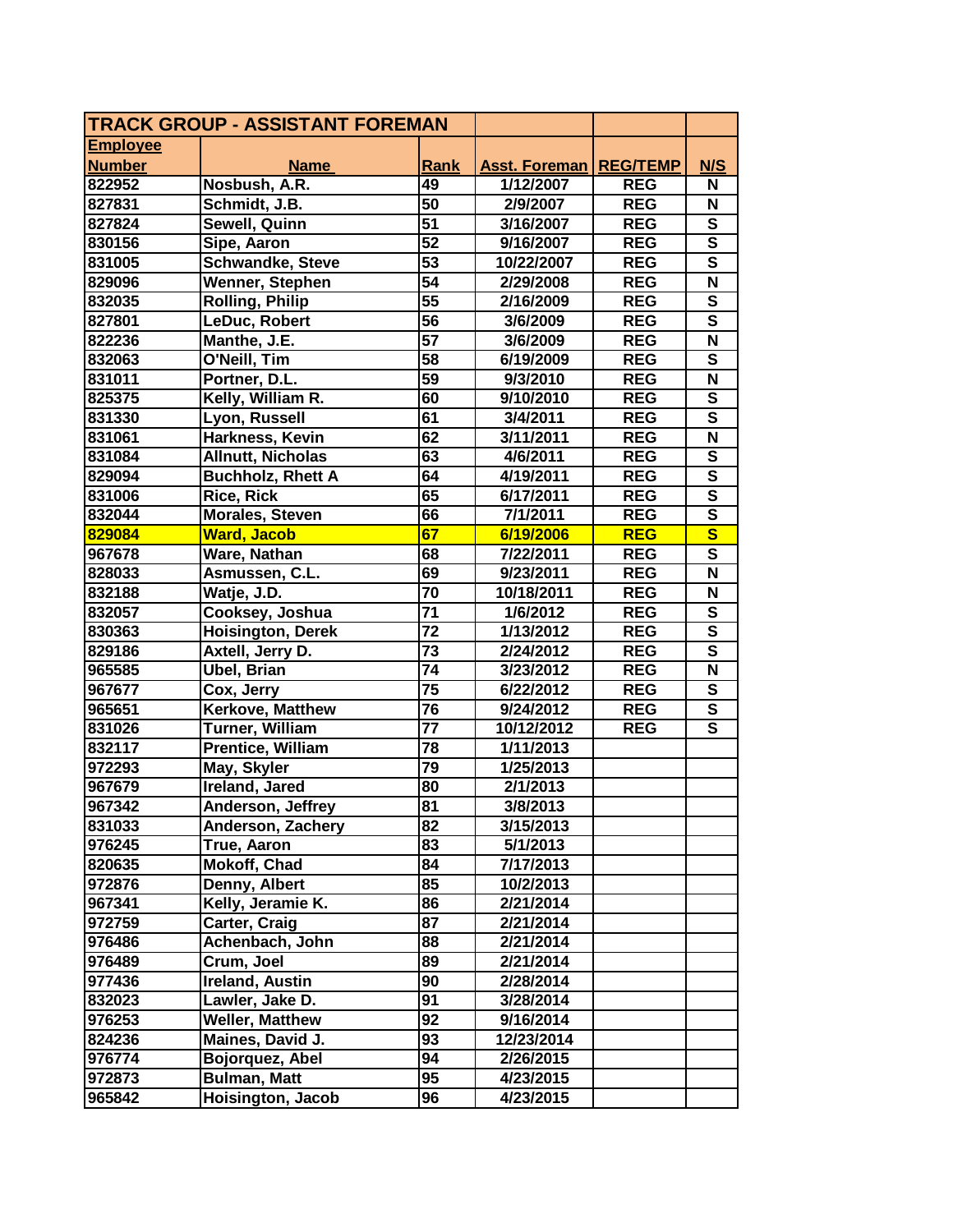| TRACK GROUP - ASSISTANT FOREMAN | | | | | |
|---|---|---|---|---|---|
| **Employee Number** | **Name** | **Rank** | **Asst. Foreman** | **REG/TEMP** | **N/S** |
| 822952 | Nosbush, A.R. | 49 | 1/12/2007 | REG | N |
| 827831 | Schmidt, J.B. | 50 | 2/9/2007 | REG | N |
| 827824 | Sewell, Quinn | 51 | 3/16/2007 | REG | S |
| 830156 | Sipe, Aaron | 52 | 9/16/2007 | REG | S |
| 831005 | Schwandke, Steve | 53 | 10/22/2007 | REG | S |
| 829096 | Wenner, Stephen | 54 | 2/29/2008 | REG | N |
| 832035 | Rolling, Philip | 55 | 2/16/2009 | REG | S |
| 827801 | LeDuc, Robert | 56 | 3/6/2009 | REG | S |
| 822236 | Manthe, J.E. | 57 | 3/6/2009 | REG | N |
| 832063 | O'Neill, Tim | 58 | 6/19/2009 | REG | S |
| 831011 | Portner, D.L. | 59 | 9/3/2010 | REG | N |
| 825375 | Kelly, William R. | 60 | 9/10/2010 | REG | S |
| 831330 | Lyon, Russell | 61 | 3/4/2011 | REG | S |
| 831061 | Harkness, Kevin | 62 | 3/11/2011 | REG | N |
| 831084 | Allnutt, Nicholas | 63 | 4/6/2011 | REG | S |
| 829094 | Buchholz, Rhett A | 64 | 4/19/2011 | REG | S |
| 831006 | Rice, Rick | 65 | 6/17/2011 | REG | S |
| 832044 | Morales, Steven | 66 | 7/1/2011 | REG | S |
| 829084 | Ward, Jacob | 67 | 6/19/2006 | REG | S |
| 967678 | Ware, Nathan | 68 | 7/22/2011 | REG | S |
| 828033 | Asmussen, C.L. | 69 | 9/23/2011 | REG | N |
| 832188 | Watje, J.D. | 70 | 10/18/2011 | REG | N |
| 832057 | Cooksey, Joshua | 71 | 1/6/2012 | REG | S |
| 830363 | Hoisington, Derek | 72 | 1/13/2012 | REG | S |
| 829186 | Axtell, Jerry D. | 73 | 2/24/2012 | REG | S |
| 965585 | Ubel, Brian | 74 | 3/23/2012 | REG | N |
| 967677 | Cox, Jerry | 75 | 6/22/2012 | REG | S |
| 965651 | Kerkove, Matthew | 76 | 9/24/2012 | REG | S |
| 831026 | Turner, William | 77 | 10/12/2012 | REG | S |
| 832117 | Prentice, William | 78 | 1/11/2013 | | |
| 972293 | May, Skyler | 79 | 1/25/2013 | | |
| 967679 | Ireland, Jared | 80 | 2/1/2013 | | |
| 967342 | Anderson, Jeffrey | 81 | 3/8/2013 | | |
| 831033 | Anderson, Zachery | 82 | 3/15/2013 | | |
| 976245 | True, Aaron | 83 | 5/1/2013 | | |
| 820635 | Mokoff, Chad | 84 | 7/17/2013 | | |
| 972876 | Denny, Albert | 85 | 10/2/2013 | | |
| 967341 | Kelly, Jeramie K. | 86 | 2/21/2014 | | |
| 972759 | Carter, Craig | 87 | 2/21/2014 | | |
| 976486 | Achenbach, John | 88 | 2/21/2014 | | |
| 976489 | Crum, Joel | 89 | 2/21/2014 | | |
| 977436 | Ireland, Austin | 90 | 2/28/2014 | | |
| 832023 | Lawler, Jake D. | 91 | 3/28/2014 | | |
| 976253 | Weller, Matthew | 92 | 9/16/2014 | | |
| 824236 | Maines, David J. | 93 | 12/23/2014 | | |
| 976774 | Bojorquez, Abel | 94 | 2/26/2015 | | |
| 972873 | Bulman, Matt | 95 | 4/23/2015 | | |
| 965842 | Hoisington, Jacob | 96 | 4/23/2015 | | |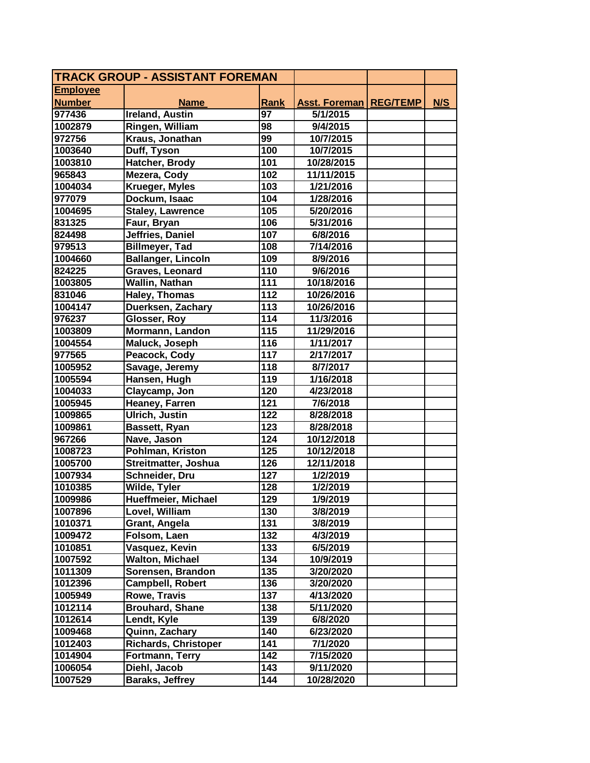| TRACK GROUP - ASSISTANT FOREMAN | | | | | |
|---|---|---|---|---|---|
| **Employee Number** | **Name** | **Rank** | **Asst. Foreman** | **REG/TEMP** | **N/S** |
| 977436 | Ireland, Austin | 97 | 5/1/2015 | | |
| 1002879 | Ringen, William | 98 | 9/4/2015 | | |
| 972756 | Kraus, Jonathan | 99 | 10/7/2015 | | |
| 1003640 | Duff, Tyson | 100 | 10/7/2015 | | |
| 1003810 | Hatcher, Brody | 101 | 10/28/2015 | | |
| 965843 | Mezera, Cody | 102 | 11/11/2015 | | |
| 1004034 | Krueger, Myles | 103 | 1/21/2016 | | |
| 977079 | Dockum, Isaac | 104 | 1/28/2016 | | |
| 1004695 | Staley, Lawrence | 105 | 5/20/2016 | | |
| 831325 | Faur, Bryan | 106 | 5/31/2016 | | |
| 824498 | Jeffries, Daniel | 107 | 6/8/2016 | | |
| 979513 | Billmeyer, Tad | 108 | 7/14/2016 | | |
| 1004660 | Ballanger, Lincoln | 109 | 8/9/2016 | | |
| 824225 | Graves, Leonard | 110 | 9/6/2016 | | |
| 1003805 | Wallin, Nathan | 111 | 10/18/2016 | | |
| 831046 | Haley, Thomas | 112 | 10/26/2016 | | |
| 1004147 | Duerksen, Zachary | 113 | 10/26/2016 | | |
| 976237 | Glosser, Roy | 114 | 11/3/2016 | | |
| 1003809 | Mormann, Landon | 115 | 11/29/2016 | | |
| 1004554 | Maluck, Joseph | 116 | 1/11/2017 | | |
| 977565 | Peacock, Cody | 117 | 2/17/2017 | | |
| 1005952 | Savage, Jeremy | 118 | 8/7/2017 | | |
| 1005594 | Hansen, Hugh | 119 | 1/16/2018 | | |
| 1004033 | Claycamp, Jon | 120 | 4/23/2018 | | |
| 1005945 | Heaney, Farren | 121 | 7/6/2018 | | |
| 1009865 | Ulrich, Justin | 122 | 8/28/2018 | | |
| 1009861 | Bassett, Ryan | 123 | 8/28/2018 | | |
| 967266 | Nave, Jason | 124 | 10/12/2018 | | |
| 1008723 | Pohlman, Kriston | 125 | 10/12/2018 | | |
| 1005700 | Streitmatter, Joshua | 126 | 12/11/2018 | | |
| 1007934 | Schneider, Dru | 127 | 1/2/2019 | | |
| 1010385 | Wilde, Tyler | 128 | 1/2/2019 | | |
| 1009986 | Hueffmeier, Michael | 129 | 1/9/2019 | | |
| 1007896 | Lovel, William | 130 | 3/8/2019 | | |
| 1010371 | Grant, Angela | 131 | 3/8/2019 | | |
| 1009472 | Folsom, Laen | 132 | 4/3/2019 | | |
| 1010851 | Vasquez, Kevin | 133 | 6/5/2019 | | |
| 1007592 | Walton, Michael | 134 | 10/9/2019 | | |
| 1011309 | Sorensen, Brandon | 135 | 3/20/2020 | | |
| 1012396 | Campbell, Robert | 136 | 3/20/2020 | | |
| 1005949 | Rowe, Travis | 137 | 4/13/2020 | | |
| 1012114 | Brouhard, Shane | 138 | 5/11/2020 | | |
| 1012614 | Lendt, Kyle | 139 | 6/8/2020 | | |
| 1009468 | Quinn, Zachary | 140 | 6/23/2020 | | |
| 1012403 | Richards, Christoper | 141 | 7/1/2020 | | |
| 1014904 | Fortmann, Terry | 142 | 7/15/2020 | | |
| 1006054 | Diehl, Jacob | 143 | 9/11/2020 | | |
| 1007529 | Baraks, Jeffrey | 144 | 10/28/2020 | | |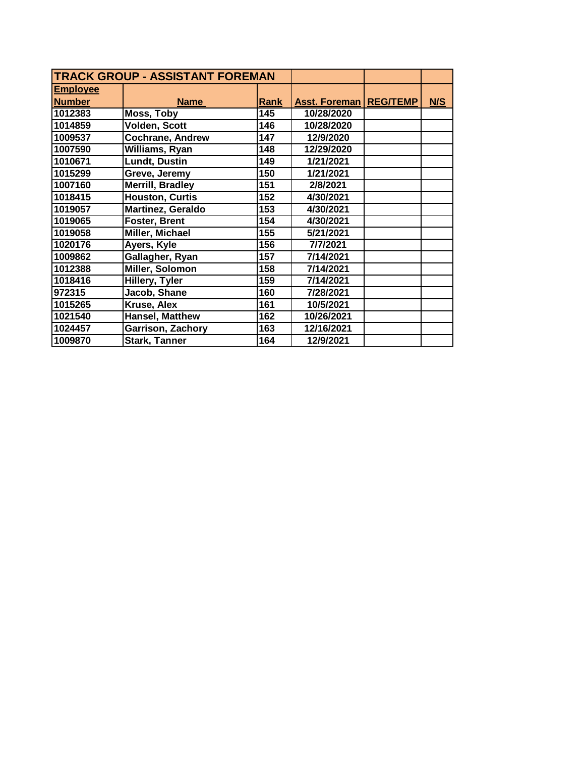| TRACK GROUP - ASSISTANT FOREMAN | | | | | |
|---|---|---|---|---|---|
| **Employee Number** | **Name** | **Rank** | **Asst. Foreman** | **REG/TEMP** | **N/S** |
| 1012383 | Moss, Toby | 145 | 10/28/2020 | | |
| 1014859 | Volden, Scott | 146 | 10/28/2020 | | |
| 1009537 | Cochrane, Andrew | 147 | 12/9/2020 | | |
| 1007590 | Williams, Ryan | 148 | 12/29/2020 | | |
| 1010671 | Lundt, Dustin | 149 | 1/21/2021 | | |
| 1015299 | Greve, Jeremy | 150 | 1/21/2021 | | |
| 1007160 | Merrill, Bradley | 151 | 2/8/2021 | | |
| 1018415 | Houston, Curtis | 152 | 4/30/2021 | | |
| 1019057 | Martinez, Geraldo | 153 | 4/30/2021 | | |
| 1019065 | Foster, Brent | 154 | 4/30/2021 | | |
| 1019058 | Miller, Michael | 155 | 5/21/2021 | | |
| 1020176 | Ayers, Kyle | 156 | 7/7/2021 | | |
| 1009862 | Gallagher, Ryan | 157 | 7/14/2021 | | |
| 1012388 | Miller, Solomon | 158 | 7/14/2021 | | |
| 1018416 | Hillery, Tyler | 159 | 7/14/2021 | | |
| 972315 | Jacob, Shane | 160 | 7/28/2021 | | |
| 1015265 | Kruse, Alex | 161 | 10/5/2021 | | |
| 1021540 | Hansel, Matthew | 162 | 10/26/2021 | | |
| 1024457 | Garrison, Zachory | 163 | 12/16/2021 | | |
| 1009870 | Stark, Tanner | 164 | 12/9/2021 | | |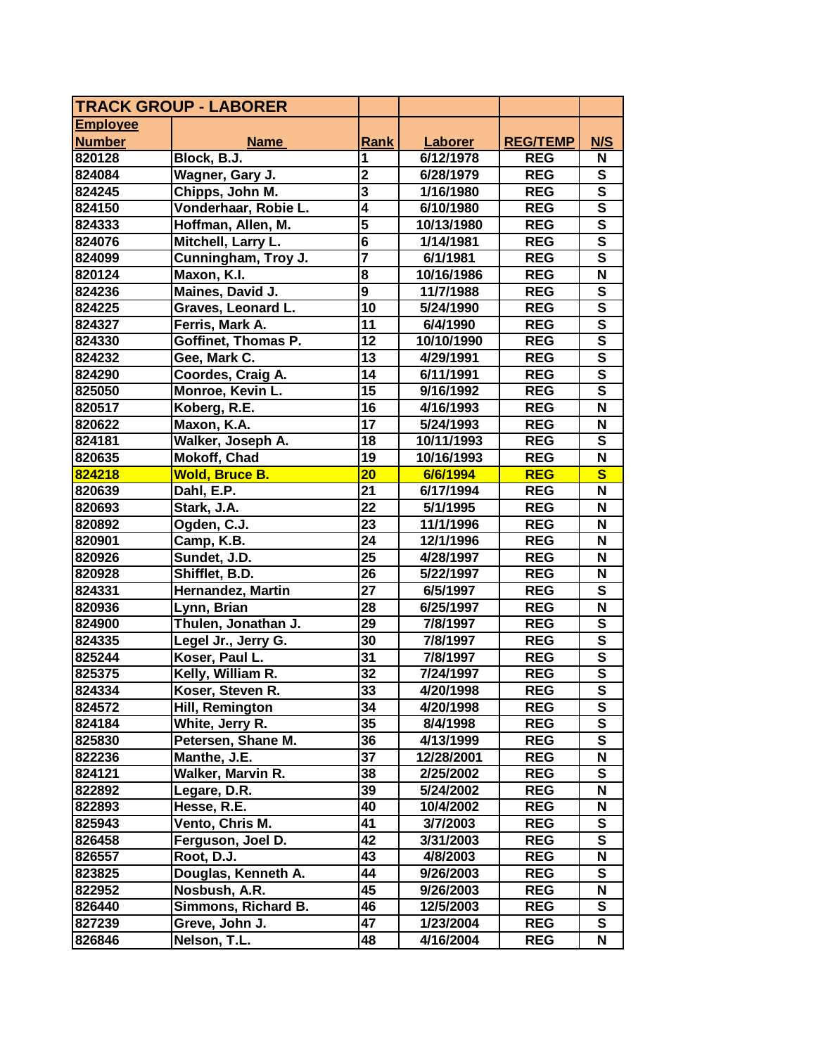| TRACK GROUP - LABORER | | | | | |
|---|---|---|---|---|---|
| Employee Number | Name | Rank | Laborer | REG/TEMP | N/S |
| 820128 | Block, B.J. | 1 | 6/12/1978 | REG | N |
| 824084 | Wagner, Gary J. | 2 | 6/28/1979 | REG | S |
| 824245 | Chipps, John M. | 3 | 1/16/1980 | REG | S |
| 824150 | Vonderhaar, Robie L. | 4 | 6/10/1980 | REG | S |
| 824333 | Hoffman, Allen, M. | 5 | 10/13/1980 | REG | S |
| 824076 | Mitchell, Larry L. | 6 | 1/14/1981 | REG | S |
| 824099 | Cunningham, Troy J. | 7 | 6/1/1981 | REG | S |
| 820124 | Maxon, K.I. | 8 | 10/16/1986 | REG | N |
| 824236 | Maines, David J. | 9 | 11/7/1988 | REG | S |
| 824225 | Graves, Leonard L. | 10 | 5/24/1990 | REG | S |
| 824327 | Ferris, Mark A. | 11 | 6/4/1990 | REG | S |
| 824330 | Goffinet, Thomas P. | 12 | 10/10/1990 | REG | S |
| 824232 | Gee, Mark C. | 13 | 4/29/1991 | REG | S |
| 824290 | Coordes, Craig A. | 14 | 6/11/1991 | REG | S |
| 825050 | Monroe, Kevin L. | 15 | 9/16/1992 | REG | S |
| 820517 | Koberg, R.E. | 16 | 4/16/1993 | REG | N |
| 820622 | Maxon, K.A. | 17 | 5/24/1993 | REG | N |
| 824181 | Walker, Joseph A. | 18 | 10/11/1993 | REG | S |
| 820635 | Mokoff, Chad | 19 | 10/16/1993 | REG | N |
| 824218 | Wold, Bruce B. | 20 | 6/6/1994 | REG | S |
| 820639 | Dahl, E.P. | 21 | 6/17/1994 | REG | N |
| 820693 | Stark, J.A. | 22 | 5/1/1995 | REG | N |
| 820892 | Ogden, C.J. | 23 | 11/1/1996 | REG | N |
| 820901 | Camp, K.B. | 24 | 12/1/1996 | REG | N |
| 820926 | Sundet, J.D. | 25 | 4/28/1997 | REG | N |
| 820928 | Shifflet, B.D. | 26 | 5/22/1997 | REG | N |
| 824331 | Hernandez, Martin | 27 | 6/5/1997 | REG | S |
| 820936 | Lynn, Brian | 28 | 6/25/1997 | REG | N |
| 824900 | Thulen, Jonathan J. | 29 | 7/8/1997 | REG | S |
| 824335 | Legel Jr., Jerry G. | 30 | 7/8/1997 | REG | S |
| 825244 | Koser, Paul L. | 31 | 7/8/1997 | REG | S |
| 825375 | Kelly, William R. | 32 | 7/24/1997 | REG | S |
| 824334 | Koser, Steven R. | 33 | 4/20/1998 | REG | S |
| 824572 | Hill, Remington | 34 | 4/20/1998 | REG | S |
| 824184 | White, Jerry R. | 35 | 8/4/1998 | REG | S |
| 825830 | Petersen, Shane M. | 36 | 4/13/1999 | REG | S |
| 822236 | Manthe, J.E. | 37 | 12/28/2001 | REG | N |
| 824121 | Walker, Marvin R. | 38 | 2/25/2002 | REG | S |
| 822892 | Legare, D.R. | 39 | 5/24/2002 | REG | N |
| 822893 | Hesse, R.E. | 40 | 10/4/2002 | REG | N |
| 825943 | Vento, Chris M. | 41 | 3/7/2003 | REG | S |
| 826458 | Ferguson, Joel D. | 42 | 3/31/2003 | REG | S |
| 826557 | Root, D.J. | 43 | 4/8/2003 | REG | N |
| 823825 | Douglas, Kenneth A. | 44 | 9/26/2003 | REG | S |
| 822952 | Nosbush, A.R. | 45 | 9/26/2003 | REG | N |
| 826440 | Simmons, Richard B. | 46 | 12/5/2003 | REG | S |
| 827239 | Greve, John J. | 47 | 1/23/2004 | REG | S |
| 826846 | Nelson, T.L. | 48 | 4/16/2004 | REG | N |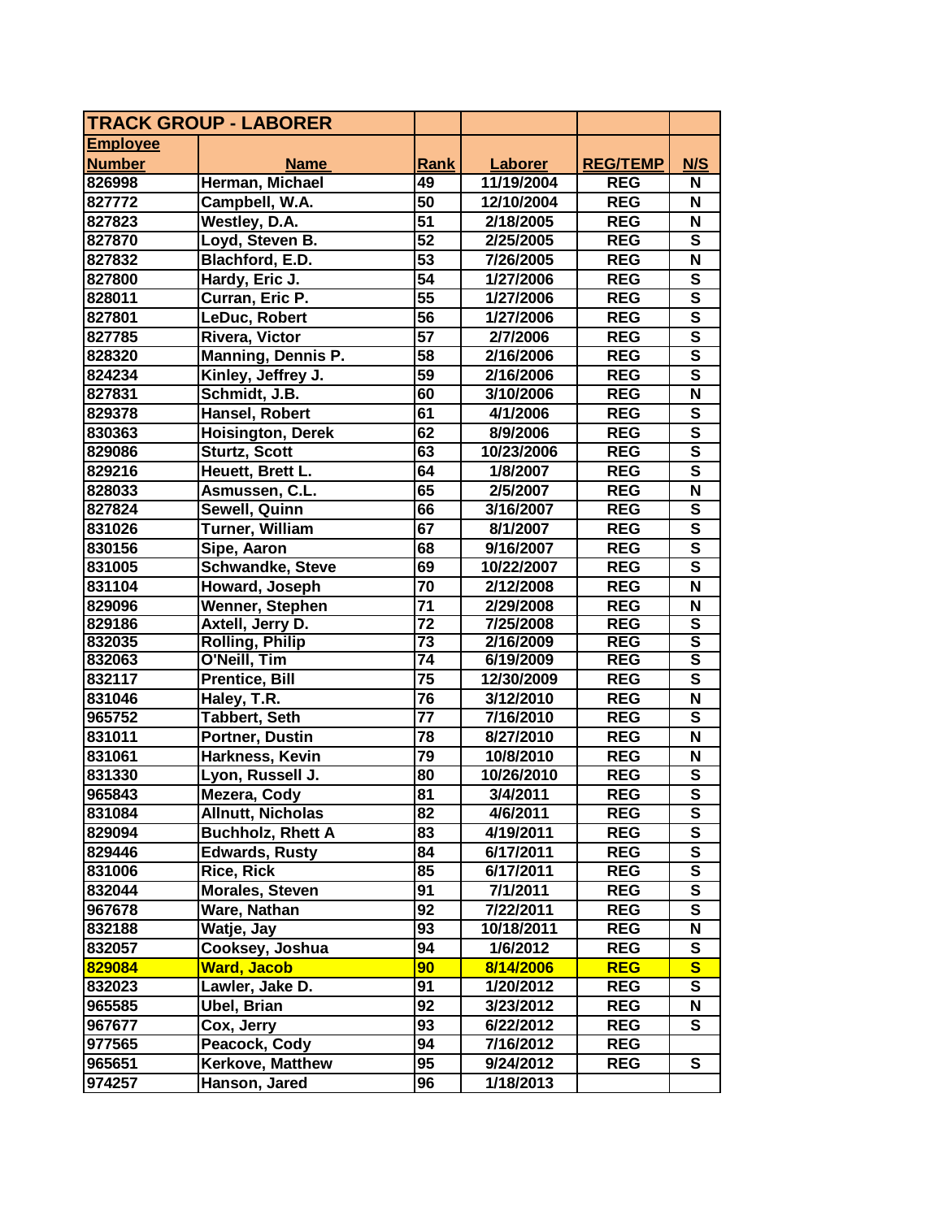| TRACK GROUP - LABORER | | | | | |
|---|---|---|---|---|---|
| **Employee Number** | **Name** | **Rank** | **Laborer** | **REG/TEMP** | **N/S** |
| 826998 | Herman, Michael | 49 | 11/19/2004 | REG | N |
| 827772 | Campbell, W.A. | 50 | 12/10/2004 | REG | N |
| 827823 | Westley, D.A. | 51 | 2/18/2005 | REG | N |
| 827870 | Loyd, Steven B. | 52 | 2/25/2005 | REG | S |
| 827832 | Blachford, E.D. | 53 | 7/26/2005 | REG | N |
| 827800 | Hardy, Eric J. | 54 | 1/27/2006 | REG | S |
| 828011 | Curran, Eric P. | 55 | 1/27/2006 | REG | S |
| 827801 | LeDuc, Robert | 56 | 1/27/2006 | REG | S |
| 827785 | Rivera, Victor | 57 | 2/7/2006 | REG | S |
| 828320 | Manning, Dennis P. | 58 | 2/16/2006 | REG | S |
| 824234 | Kinley, Jeffrey J. | 59 | 2/16/2006 | REG | S |
| 827831 | Schmidt, J.B. | 60 | 3/10/2006 | REG | N |
| 829378 | Hansel, Robert | 61 | 4/1/2006 | REG | S |
| 830363 | Hoisington, Derek | 62 | 8/9/2006 | REG | S |
| 829086 | Sturtz, Scott | 63 | 10/23/2006 | REG | S |
| 829216 | Heuett, Brett L. | 64 | 1/8/2007 | REG | S |
| 828033 | Asmussen, C.L. | 65 | 2/5/2007 | REG | N |
| 827824 | Sewell, Quinn | 66 | 3/16/2007 | REG | S |
| 831026 | Turner, William | 67 | 8/1/2007 | REG | S |
| 830156 | Sipe, Aaron | 68 | 9/16/2007 | REG | S |
| 831005 | Schwandke, Steve | 69 | 10/22/2007 | REG | S |
| 831104 | Howard, Joseph | 70 | 2/12/2008 | REG | N |
| 829096 | Wenner, Stephen | 71 | 2/29/2008 | REG | N |
| 829186 | Axtell, Jerry D. | 72 | 7/25/2008 | REG | S |
| 832035 | Rolling, Philip | 73 | 2/16/2009 | REG | S |
| 832063 | O'Neill, Tim | 74 | 6/19/2009 | REG | S |
| 832117 | Prentice, Bill | 75 | 12/30/2009 | REG | S |
| 831046 | Haley, T.R. | 76 | 3/12/2010 | REG | N |
| 965752 | Tabbert, Seth | 77 | 7/16/2010 | REG | S |
| 831011 | Portner, Dustin | 78 | 8/27/2010 | REG | N |
| 831061 | Harkness, Kevin | 79 | 10/8/2010 | REG | N |
| 831330 | Lyon, Russell J. | 80 | 10/26/2010 | REG | S |
| 965843 | Mezera, Cody | 81 | 3/4/2011 | REG | S |
| 831084 | Allnutt, Nicholas | 82 | 4/6/2011 | REG | S |
| 829094 | Buchholz, Rhett A | 83 | 4/19/2011 | REG | S |
| 829446 | Edwards, Rusty | 84 | 6/17/2011 | REG | S |
| 831006 | Rice, Rick | 85 | 6/17/2011 | REG | S |
| 832044 | Morales, Steven | 91 | 7/1/2011 | REG | S |
| 967678 | Ware, Nathan | 92 | 7/22/2011 | REG | S |
| 832188 | Watje, Jay | 93 | 10/18/2011 | REG | N |
| 832057 | Cooksey, Joshua | 94 | 1/6/2012 | REG | S |
| 829084 | Ward, Jacob | 90 | 8/14/2006 | REG | S |
| 832023 | Lawler, Jake D. | 91 | 1/20/2012 | REG | S |
| 965585 | Ubel, Brian | 92 | 3/23/2012 | REG | N |
| 967677 | Cox, Jerry | 93 | 6/22/2012 | REG | S |
| 977565 | Peacock, Cody | 94 | 7/16/2012 | REG | |
| 965651 | Kerkove, Matthew | 95 | 9/24/2012 | REG | S |
| 974257 | Hanson, Jared | 96 | 1/18/2013 | | |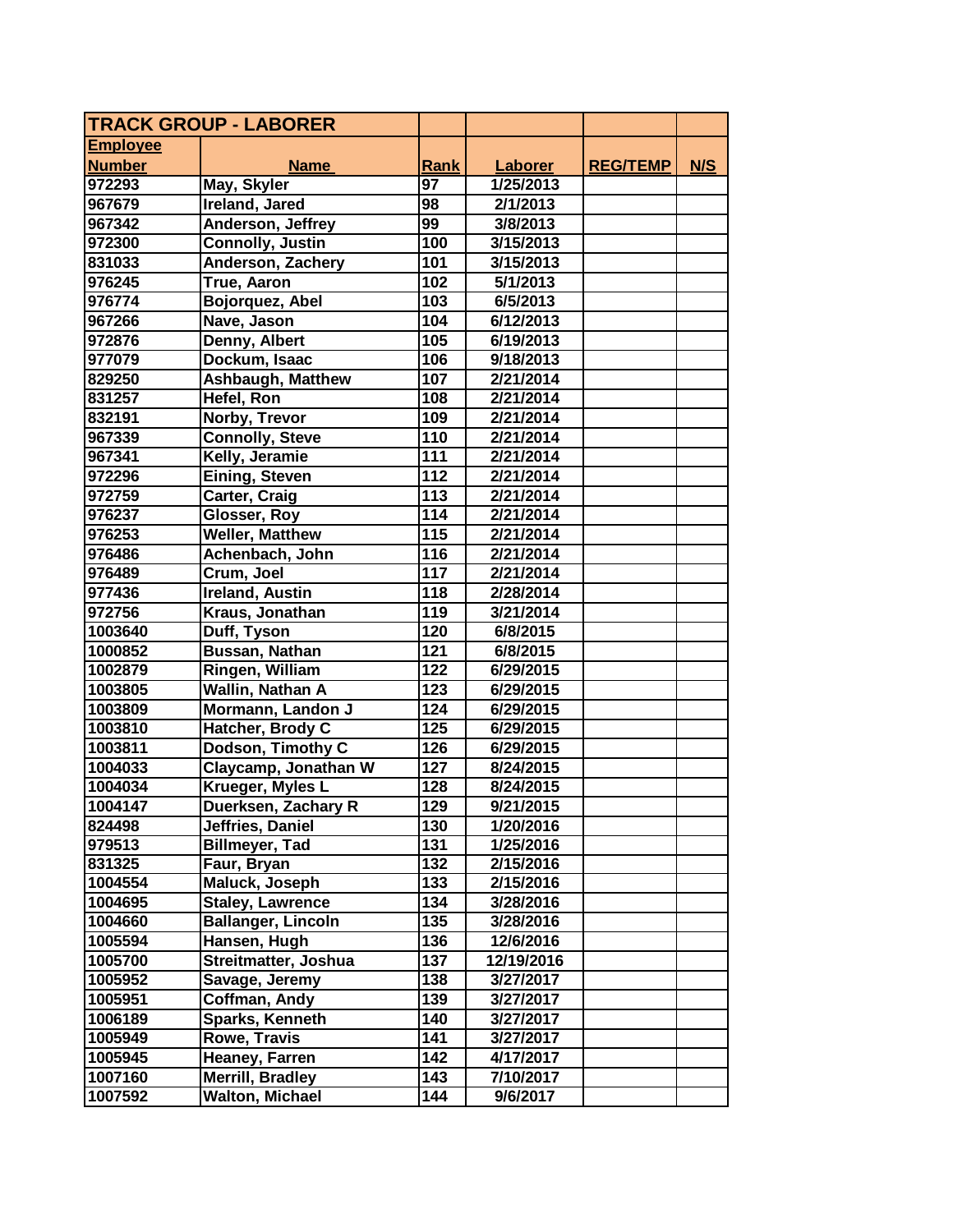| TRACK GROUP - LABORER | | | | | |
|---|---|---|---|---|---|
| **Employee Number** | **Name** | **Rank** | **Laborer** | **REG/TEMP** | **N/S** |
| 972293 | May, Skyler | 97 | 1/25/2013 | | |
| 967679 | Ireland, Jared | 98 | 2/1/2013 | | |
| 967342 | Anderson, Jeffrey | 99 | 3/8/2013 | | |
| 972300 | Connolly, Justin | 100 | 3/15/2013 | | |
| 831033 | Anderson, Zachery | 101 | 3/15/2013 | | |
| 976245 | True, Aaron | 102 | 5/1/2013 | | |
| 976774 | Bojorquez, Abel | 103 | 6/5/2013 | | |
| 967266 | Nave, Jason | 104 | 6/12/2013 | | |
| 972876 | Denny, Albert | 105 | 6/19/2013 | | |
| 977079 | Dockum, Isaac | 106 | 9/18/2013 | | |
| 829250 | Ashbaugh, Matthew | 107 | 2/21/2014 | | |
| 831257 | Hefel, Ron | 108 | 2/21/2014 | | |
| 832191 | Norby, Trevor | 109 | 2/21/2014 | | |
| 967339 | Connolly, Steve | 110 | 2/21/2014 | | |
| 967341 | Kelly, Jeramie | 111 | 2/21/2014 | | |
| 972296 | Eining, Steven | 112 | 2/21/2014 | | |
| 972759 | Carter, Craig | 113 | 2/21/2014 | | |
| 976237 | Glosser, Roy | 114 | 2/21/2014 | | |
| 976253 | Weller, Matthew | 115 | 2/21/2014 | | |
| 976486 | Achenbach, John | 116 | 2/21/2014 | | |
| 976489 | Crum, Joel | 117 | 2/21/2014 | | |
| 977436 | Ireland, Austin | 118 | 2/28/2014 | | |
| 972756 | Kraus, Jonathan | 119 | 3/21/2014 | | |
| 1003640 | Duff, Tyson | 120 | 6/8/2015 | | |
| 1000852 | Bussan, Nathan | 121 | 6/8/2015 | | |
| 1002879 | Ringen, William | 122 | 6/29/2015 | | |
| 1003805 | Wallin, Nathan A | 123 | 6/29/2015 | | |
| 1003809 | Mormann, Landon J | 124 | 6/29/2015 | | |
| 1003810 | Hatcher, Brody C | 125 | 6/29/2015 | | |
| 1003811 | Dodson, Timothy C | 126 | 6/29/2015 | | |
| 1004033 | Claycamp, Jonathan W | 127 | 8/24/2015 | | |
| 1004034 | Krueger, Myles L | 128 | 8/24/2015 | | |
| 1004147 | Duerksen, Zachary R | 129 | 9/21/2015 | | |
| 824498 | Jeffries, Daniel | 130 | 1/20/2016 | | |
| 979513 | Billmeyer, Tad | 131 | 1/25/2016 | | |
| 831325 | Faur, Bryan | 132 | 2/15/2016 | | |
| 1004554 | Maluck, Joseph | 133 | 2/15/2016 | | |
| 1004695 | Staley, Lawrence | 134 | 3/28/2016 | | |
| 1004660 | Ballanger, Lincoln | 135 | 3/28/2016 | | |
| 1005594 | Hansen, Hugh | 136 | 12/6/2016 | | |
| 1005700 | Streitmatter, Joshua | 137 | 12/19/2016 | | |
| 1005952 | Savage, Jeremy | 138 | 3/27/2017 | | |
| 1005951 | Coffman, Andy | 139 | 3/27/2017 | | |
| 1006189 | Sparks, Kenneth | 140 | 3/27/2017 | | |
| 1005949 | Rowe, Travis | 141 | 3/27/2017 | | |
| 1005945 | Heaney, Farren | 142 | 4/17/2017 | | |
| 1007160 | Merrill, Bradley | 143 | 7/10/2017 | | |
| 1007592 | Walton, Michael | 144 | 9/6/2017 | | |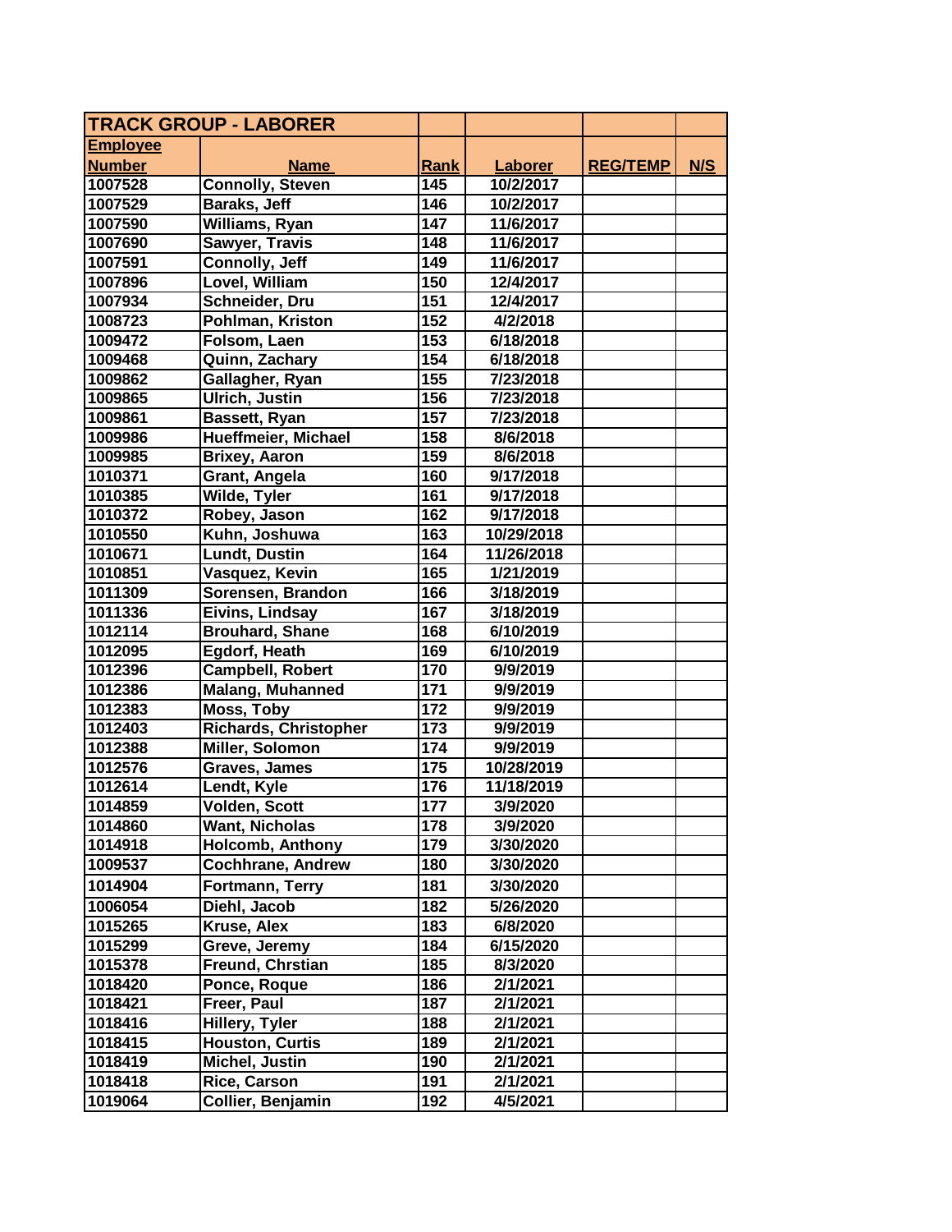| TRACK GROUP - LABORER | | | | | |
|---|---|---|---|---|---|
| **Employee Number** | **Name** | **Rank** | **Laborer** | **REG/TEMP** | **N/S** |
| 1007528 | Connolly, Steven | 145 | 10/2/2017 | | |
| 1007529 | Baraks, Jeff | 146 | 10/2/2017 | | |
| 1007590 | Williams, Ryan | 147 | 11/6/2017 | | |
| 1007690 | Sawyer, Travis | 148 | 11/6/2017 | | |
| 1007591 | Connolly, Jeff | 149 | 11/6/2017 | | |
| 1007896 | Lovel, William | 150 | 12/4/2017 | | |
| 1007934 | Schneider, Dru | 151 | 12/4/2017 | | |
| 1008723 | Pohlman, Kriston | 152 | 4/2/2018 | | |
| 1009472 | Folsom, Laen | 153 | 6/18/2018 | | |
| 1009468 | Quinn, Zachary | 154 | 6/18/2018 | | |
| 1009862 | Gallagher, Ryan | 155 | 7/23/2018 | | |
| 1009865 | Ulrich, Justin | 156 | 7/23/2018 | | |
| 1009861 | Bassett, Ryan | 157 | 7/23/2018 | | |
| 1009986 | Hueffmeier, Michael | 158 | 8/6/2018 | | |
| 1009985 | Brixey, Aaron | 159 | 8/6/2018 | | |
| 1010371 | Grant, Angela | 160 | 9/17/2018 | | |
| 1010385 | Wilde, Tyler | 161 | 9/17/2018 | | |
| 1010372 | Robey, Jason | 162 | 9/17/2018 | | |
| 1010550 | Kuhn, Joshuwa | 163 | 10/29/2018 | | |
| 1010671 | Lundt, Dustin | 164 | 11/26/2018 | | |
| 1010851 | Vasquez, Kevin | 165 | 1/21/2019 | | |
| 1011309 | Sorensen, Brandon | 166 | 3/18/2019 | | |
| 1011336 | Eivins, Lindsay | 167 | 3/18/2019 | | |
| 1012114 | Brouhard, Shane | 168 | 6/10/2019 | | |
| 1012095 | Egdorf, Heath | 169 | 6/10/2019 | | |
| 1012396 | Campbell, Robert | 170 | 9/9/2019 | | |
| 1012386 | Malang, Muhanned | 171 | 9/9/2019 | | |
| 1012383 | Moss, Toby | 172 | 9/9/2019 | | |
| 1012403 | Richards, Christopher | 173 | 9/9/2019 | | |
| 1012388 | Miller, Solomon | 174 | 9/9/2019 | | |
| 1012576 | Graves, James | 175 | 10/28/2019 | | |
| 1012614 | Lendt, Kyle | 176 | 11/18/2019 | | |
| 1014859 | Volden, Scott | 177 | 3/9/2020 | | |
| 1014860 | Want, Nicholas | 178 | 3/9/2020 | | |
| 1014918 | Holcomb, Anthony | 179 | 3/30/2020 | | |
| 1009537 | Cochhrane, Andrew | 180 | 3/30/2020 | | |
| 1014904 | Fortmann, Terry | 181 | 3/30/2020 | | |
| 1006054 | Diehl, Jacob | 182 | 5/26/2020 | | |
| 1015265 | Kruse, Alex | 183 | 6/8/2020 | | |
| 1015299 | Greve, Jeremy | 184 | 6/15/2020 | | |
| 1015378 | Freund, Chrstian | 185 | 8/3/2020 | | |
| 1018420 | Ponce, Roque | 186 | 2/1/2021 | | |
| 1018421 | Freer, Paul | 187 | 2/1/2021 | | |
| 1018416 | Hillery, Tyler | 188 | 2/1/2021 | | |
| 1018415 | Houston, Curtis | 189 | 2/1/2021 | | |
| 1018419 | Michel, Justin | 190 | 2/1/2021 | | |
| 1018418 | Rice, Carson | 191 | 2/1/2021 | | |
| 1019064 | Collier, Benjamin | 192 | 4/5/2021 | | |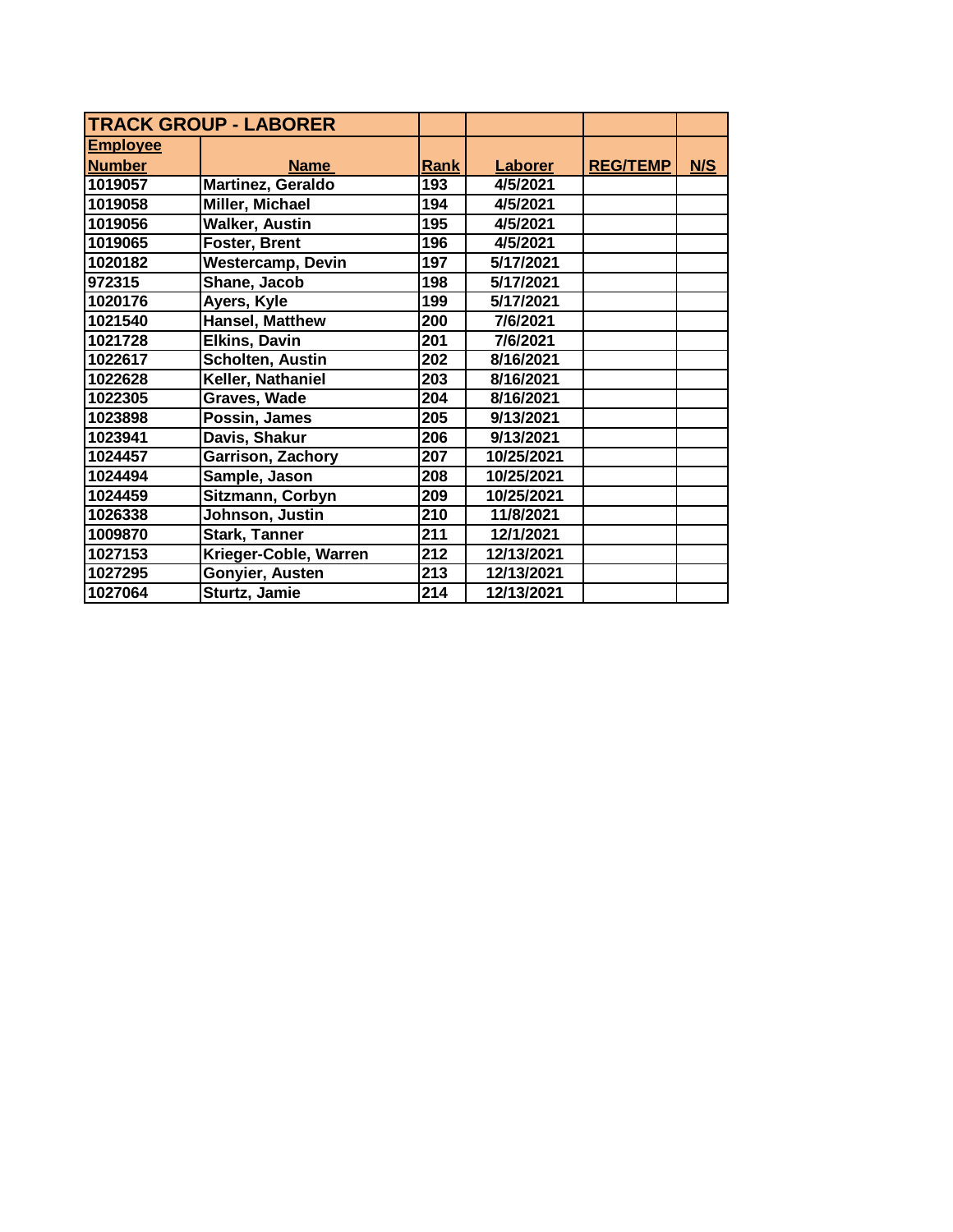| TRACK GROUP - LABORER | | | | | |
|---|---|---|---|---|---|
| Employee Number | Name | Rank | Laborer | REG/TEMP | N/S |
| 1019057 | Martinez, Geraldo | 193 | 4/5/2021 | | |
| 1019058 | Miller, Michael | 194 | 4/5/2021 | | |
| 1019056 | Walker, Austin | 195 | 4/5/2021 | | |
| 1019065 | Foster, Brent | 196 | 4/5/2021 | | |
| 1020182 | Westercamp, Devin | 197 | 5/17/2021 | | |
| 972315 | Shane, Jacob | 198 | 5/17/2021 | | |
| 1020176 | Ayers, Kyle | 199 | 5/17/2021 | | |
| 1021540 | Hansel, Matthew | 200 | 7/6/2021 | | |
| 1021728 | Elkins, Davin | 201 | 7/6/2021 | | |
| 1022617 | Scholten, Austin | 202 | 8/16/2021 | | |
| 1022628 | Keller, Nathaniel | 203 | 8/16/2021 | | |
| 1022305 | Graves, Wade | 204 | 8/16/2021 | | |
| 1023898 | Possin, James | 205 | 9/13/2021 | | |
| 1023941 | Davis, Shakur | 206 | 9/13/2021 | | |
| 1024457 | Garrison, Zachory | 207 | 10/25/2021 | | |
| 1024494 | Sample, Jason | 208 | 10/25/2021 | | |
| 1024459 | Sitzmann, Corbyn | 209 | 10/25/2021 | | |
| 1026338 | Johnson, Justin | 210 | 11/8/2021 | | |
| 1009870 | Stark, Tanner | 211 | 12/1/2021 | | |
| 1027153 | Krieger-Coble, Warren | 212 | 12/13/2021 | | |
| 1027295 | Gonyier, Austen | 213 | 12/13/2021 | | |
| 1027064 | Sturtz, Jamie | 214 | 12/13/2021 | | |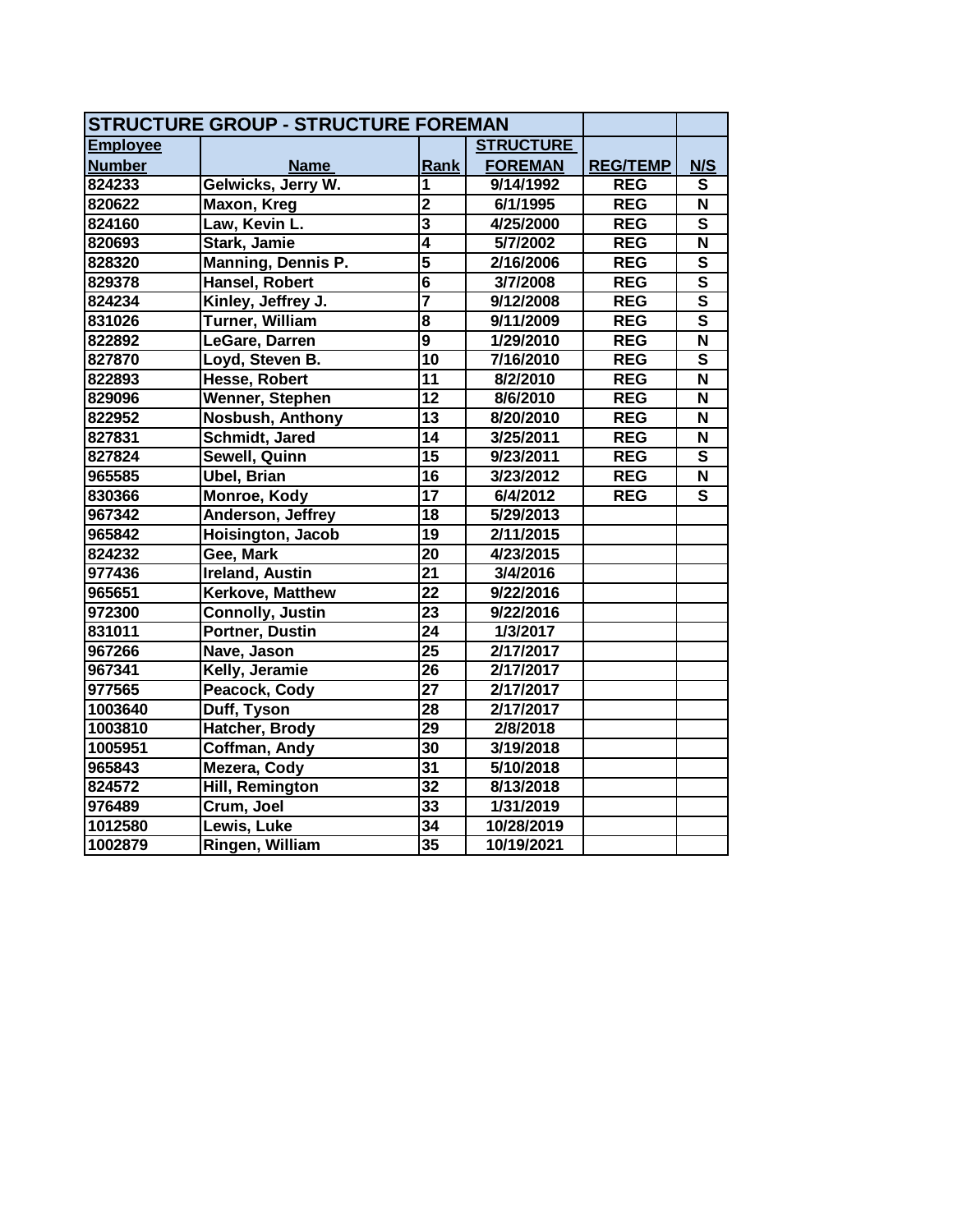| STRUCTURE GROUP - STRUCTURE FOREMAN | | | | | |
|---|---|---|---|---|---|
| Employee Number | Name | Rank | STRUCTURE FOREMAN | REG/TEMP | N/S |
| 824233 | Gelwicks, Jerry W. | 1 | 9/14/1992 | REG | S |
| 820622 | Maxon, Kreg | 2 | 6/1/1995 | REG | N |
| 824160 | Law, Kevin L. | 3 | 4/25/2000 | REG | S |
| 820693 | Stark, Jamie | 4 | 5/7/2002 | REG | N |
| 828320 | Manning, Dennis P. | 5 | 2/16/2006 | REG | S |
| 829378 | Hansel, Robert | 6 | 3/7/2008 | REG | S |
| 824234 | Kinley, Jeffrey J. | 7 | 9/12/2008 | REG | S |
| 831026 | Turner, William | 8 | 9/11/2009 | REG | S |
| 822892 | LeGare, Darren | 9 | 1/29/2010 | REG | N |
| 827870 | Loyd, Steven B. | 10 | 7/16/2010 | REG | S |
| 822893 | Hesse, Robert | 11 | 8/2/2010 | REG | N |
| 829096 | Wenner, Stephen | 12 | 8/6/2010 | REG | N |
| 822952 | Nosbush, Anthony | 13 | 8/20/2010 | REG | N |
| 827831 | Schmidt, Jared | 14 | 3/25/2011 | REG | N |
| 827824 | Sewell, Quinn | 15 | 9/23/2011 | REG | S |
| 965585 | Ubel, Brian | 16 | 3/23/2012 | REG | N |
| 830366 | Monroe, Kody | 17 | 6/4/2012 | REG | S |
| 967342 | Anderson, Jeffrey | 18 | 5/29/2013 | | |
| 965842 | Hoisington, Jacob | 19 | 2/11/2015 | | |
| 824232 | Gee, Mark | 20 | 4/23/2015 | | |
| 977436 | Ireland, Austin | 21 | 3/4/2016 | | |
| 965651 | Kerkove, Matthew | 22 | 9/22/2016 | | |
| 972300 | Connolly, Justin | 23 | 9/22/2016 | | |
| 831011 | Portner, Dustin | 24 | 1/3/2017 | | |
| 967266 | Nave, Jason | 25 | 2/17/2017 | | |
| 967341 | Kelly, Jeramie | 26 | 2/17/2017 | | |
| 977565 | Peacock, Cody | 27 | 2/17/2017 | | |
| 1003640 | Duff, Tyson | 28 | 2/17/2017 | | |
| 1003810 | Hatcher, Brody | 29 | 2/8/2018 | | |
| 1005951 | Coffman, Andy | 30 | 3/19/2018 | | |
| 965843 | Mezera, Cody | 31 | 5/10/2018 | | |
| 824572 | Hill, Remington | 32 | 8/13/2018 | | |
| 976489 | Crum, Joel | 33 | 1/31/2019 | | |
| 1012580 | Lewis, Luke | 34 | 10/28/2019 | | |
| 1002879 | Ringen, William | 35 | 10/19/2021 | | |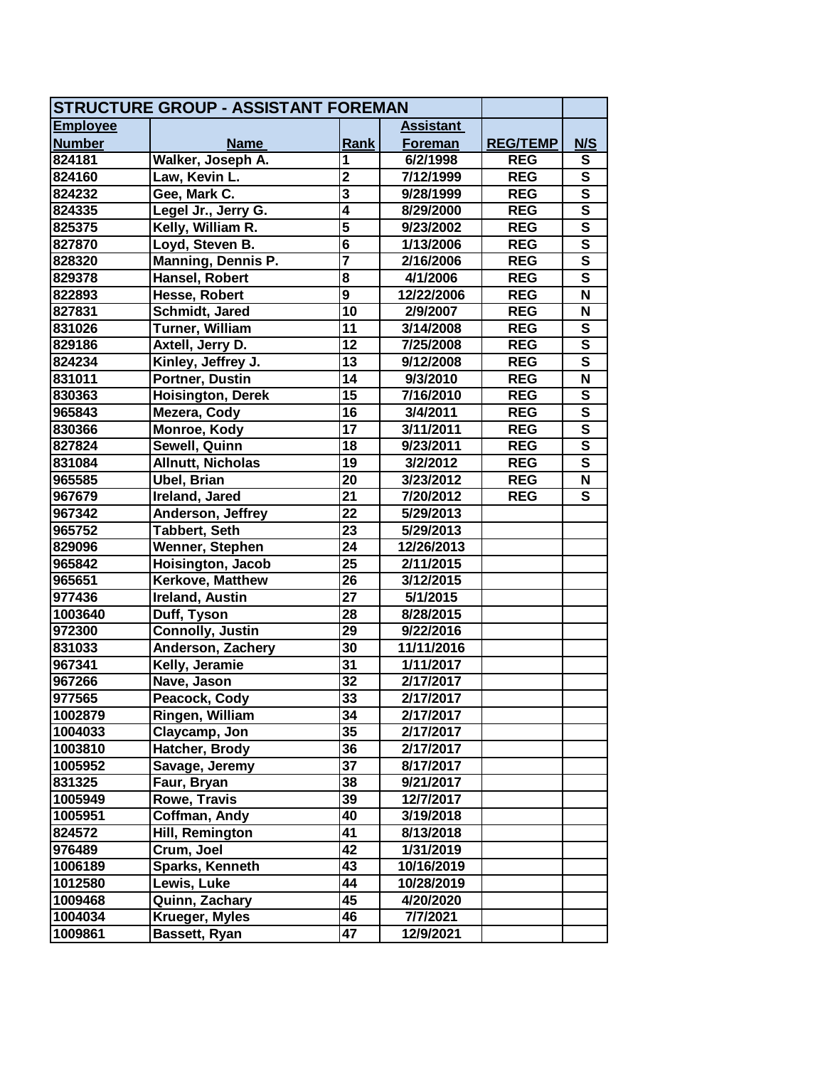| STRUCTURE GROUP - ASSISTANT FOREMAN | | | | | |
|---|---|---|---|---|---|
| Employee Number | Name | Rank | Assistant Foreman | REG/TEMP | N/S |
| 824181 | Walker, Joseph A. | 1 | 6/2/1998 | REG | S |
| 824160 | Law, Kevin L. | 2 | 7/12/1999 | REG | S |
| 824232 | Gee, Mark C. | 3 | 9/28/1999 | REG | S |
| 824335 | Legel Jr., Jerry G. | 4 | 8/29/2000 | REG | S |
| 825375 | Kelly, William R. | 5 | 9/23/2002 | REG | S |
| 827870 | Loyd, Steven B. | 6 | 1/13/2006 | REG | S |
| 828320 | Manning, Dennis P. | 7 | 2/16/2006 | REG | S |
| 829378 | Hansel, Robert | 8 | 4/1/2006 | REG | S |
| 822893 | Hesse, Robert | 9 | 12/22/2006 | REG | N |
| 827831 | Schmidt, Jared | 10 | 2/9/2007 | REG | N |
| 831026 | Turner, William | 11 | 3/14/2008 | REG | S |
| 829186 | Axtell, Jerry D. | 12 | 7/25/2008 | REG | S |
| 824234 | Kinley, Jeffrey J. | 13 | 9/12/2008 | REG | S |
| 831011 | Portner, Dustin | 14 | 9/3/2010 | REG | N |
| 830363 | Hoisington, Derek | 15 | 7/16/2010 | REG | S |
| 965843 | Mezera, Cody | 16 | 3/4/2011 | REG | S |
| 830366 | Monroe, Kody | 17 | 3/11/2011 | REG | S |
| 827824 | Sewell, Quinn | 18 | 9/23/2011 | REG | S |
| 831084 | Allnutt, Nicholas | 19 | 3/2/2012 | REG | S |
| 965585 | Ubel, Brian | 20 | 3/23/2012 | REG | N |
| 967679 | Ireland, Jared | 21 | 7/20/2012 | REG | S |
| 967342 | Anderson, Jeffrey | 22 | 5/29/2013 | | |
| 965752 | Tabbert, Seth | 23 | 5/29/2013 | | |
| 829096 | Wenner, Stephen | 24 | 12/26/2013 | | |
| 965842 | Hoisington, Jacob | 25 | 2/11/2015 | | |
| 965651 | Kerkove, Matthew | 26 | 3/12/2015 | | |
| 977436 | Ireland, Austin | 27 | 5/1/2015 | | |
| 1003640 | Duff, Tyson | 28 | 8/28/2015 | | |
| 972300 | Connolly, Justin | 29 | 9/22/2016 | | |
| 831033 | Anderson, Zachery | 30 | 11/11/2016 | | |
| 967341 | Kelly, Jeramie | 31 | 1/11/2017 | | |
| 967266 | Nave, Jason | 32 | 2/17/2017 | | |
| 977565 | Peacock, Cody | 33 | 2/17/2017 | | |
| 1002879 | Ringen, William | 34 | 2/17/2017 | | |
| 1004033 | Claycamp, Jon | 35 | 2/17/2017 | | |
| 1003810 | Hatcher, Brody | 36 | 2/17/2017 | | |
| 1005952 | Savage, Jeremy | 37 | 8/17/2017 | | |
| 831325 | Faur, Bryan | 38 | 9/21/2017 | | |
| 1005949 | Rowe, Travis | 39 | 12/7/2017 | | |
| 1005951 | Coffman, Andy | 40 | 3/19/2018 | | |
| 824572 | Hill, Remington | 41 | 8/13/2018 | | |
| 976489 | Crum, Joel | 42 | 1/31/2019 | | |
| 1006189 | Sparks, Kenneth | 43 | 10/16/2019 | | |
| 1012580 | Lewis, Luke | 44 | 10/28/2019 | | |
| 1009468 | Quinn, Zachary | 45 | 4/20/2020 | | |
| 1004034 | Krueger, Myles | 46 | 7/7/2021 | | |
| 1009861 | Bassett, Ryan | 47 | 12/9/2021 | | |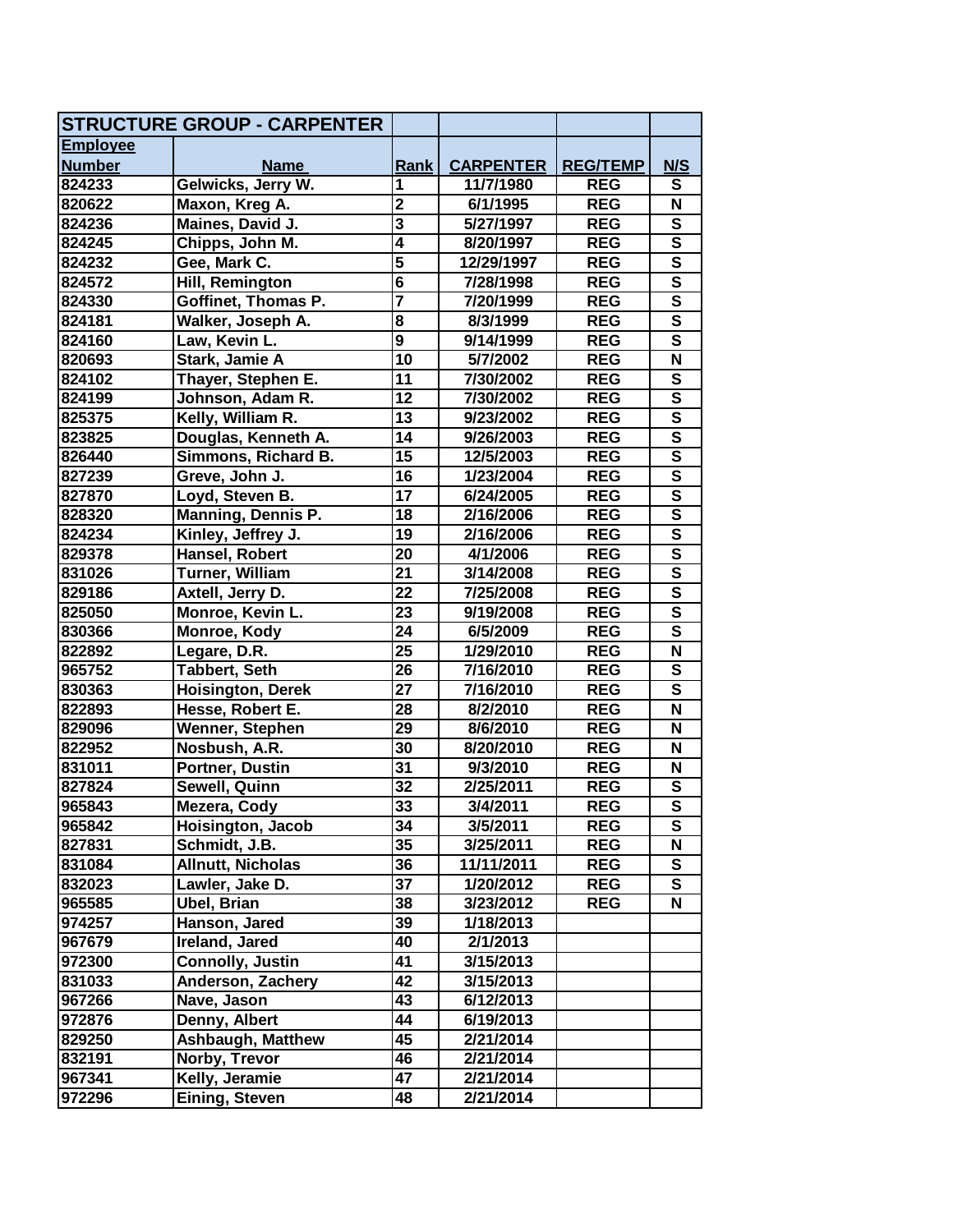| STRUCTURE GROUP - CARPENTER | | | | | |
|---|---|---|---|---|---|
| Employee Number | Name | Rank | CARPENTER | REG/TEMP | N/S |
| 824233 | Gelwicks, Jerry W. | 1 | 11/7/1980 | REG | S |
| 820622 | Maxon, Kreg A. | 2 | 6/1/1995 | REG | N |
| 824236 | Maines, David J. | 3 | 5/27/1997 | REG | S |
| 824245 | Chipps, John M. | 4 | 8/20/1997 | REG | S |
| 824232 | Gee, Mark C. | 5 | 12/29/1997 | REG | S |
| 824572 | Hill, Remington | 6 | 7/28/1998 | REG | S |
| 824330 | Goffinet, Thomas P. | 7 | 7/20/1999 | REG | S |
| 824181 | Walker, Joseph A. | 8 | 8/3/1999 | REG | S |
| 824160 | Law, Kevin L. | 9 | 9/14/1999 | REG | S |
| 820693 | Stark, Jamie A | 10 | 5/7/2002 | REG | N |
| 824102 | Thayer, Stephen E. | 11 | 7/30/2002 | REG | S |
| 824199 | Johnson, Adam R. | 12 | 7/30/2002 | REG | S |
| 825375 | Kelly, William R. | 13 | 9/23/2002 | REG | S |
| 823825 | Douglas, Kenneth A. | 14 | 9/26/2003 | REG | S |
| 826440 | Simmons, Richard B. | 15 | 12/5/2003 | REG | S |
| 827239 | Greve, John J. | 16 | 1/23/2004 | REG | S |
| 827870 | Loyd, Steven B. | 17 | 6/24/2005 | REG | S |
| 828320 | Manning, Dennis P. | 18 | 2/16/2006 | REG | S |
| 824234 | Kinley, Jeffrey J. | 19 | 2/16/2006 | REG | S |
| 829378 | Hansel, Robert | 20 | 4/1/2006 | REG | S |
| 831026 | Turner, William | 21 | 3/14/2008 | REG | S |
| 829186 | Axtell, Jerry D. | 22 | 7/25/2008 | REG | S |
| 825050 | Monroe, Kevin L. | 23 | 9/19/2008 | REG | S |
| 830366 | Monroe, Kody | 24 | 6/5/2009 | REG | S |
| 822892 | Legare, D.R. | 25 | 1/29/2010 | REG | N |
| 965752 | Tabbert, Seth | 26 | 7/16/2010 | REG | S |
| 830363 | Hoisington, Derek | 27 | 7/16/2010 | REG | S |
| 822893 | Hesse, Robert E. | 28 | 8/2/2010 | REG | N |
| 829096 | Wenner, Stephen | 29 | 8/6/2010 | REG | N |
| 822952 | Nosbush, A.R. | 30 | 8/20/2010 | REG | N |
| 831011 | Portner, Dustin | 31 | 9/3/2010 | REG | N |
| 827824 | Sewell, Quinn | 32 | 2/25/2011 | REG | S |
| 965843 | Mezera, Cody | 33 | 3/4/2011 | REG | S |
| 965842 | Hoisington, Jacob | 34 | 3/5/2011 | REG | S |
| 827831 | Schmidt, J.B. | 35 | 3/25/2011 | REG | N |
| 831084 | Allnutt, Nicholas | 36 | 11/11/2011 | REG | S |
| 832023 | Lawler, Jake D. | 37 | 1/20/2012 | REG | S |
| 965585 | Ubel, Brian | 38 | 3/23/2012 | REG | N |
| 974257 | Hanson, Jared | 39 | 1/18/2013 | | |
| 967679 | Ireland, Jared | 40 | 2/1/2013 | | |
| 972300 | Connolly, Justin | 41 | 3/15/2013 | | |
| 831033 | Anderson, Zachery | 42 | 3/15/2013 | | |
| 967266 | Nave, Jason | 43 | 6/12/2013 | | |
| 972876 | Denny, Albert | 44 | 6/19/2013 | | |
| 829250 | Ashbaugh, Matthew | 45 | 2/21/2014 | | |
| 832191 | Norby, Trevor | 46 | 2/21/2014 | | |
| 967341 | Kelly, Jeramie | 47 | 2/21/2014 | | |
| 972296 | Eining, Steven | 48 | 2/21/2014 | | |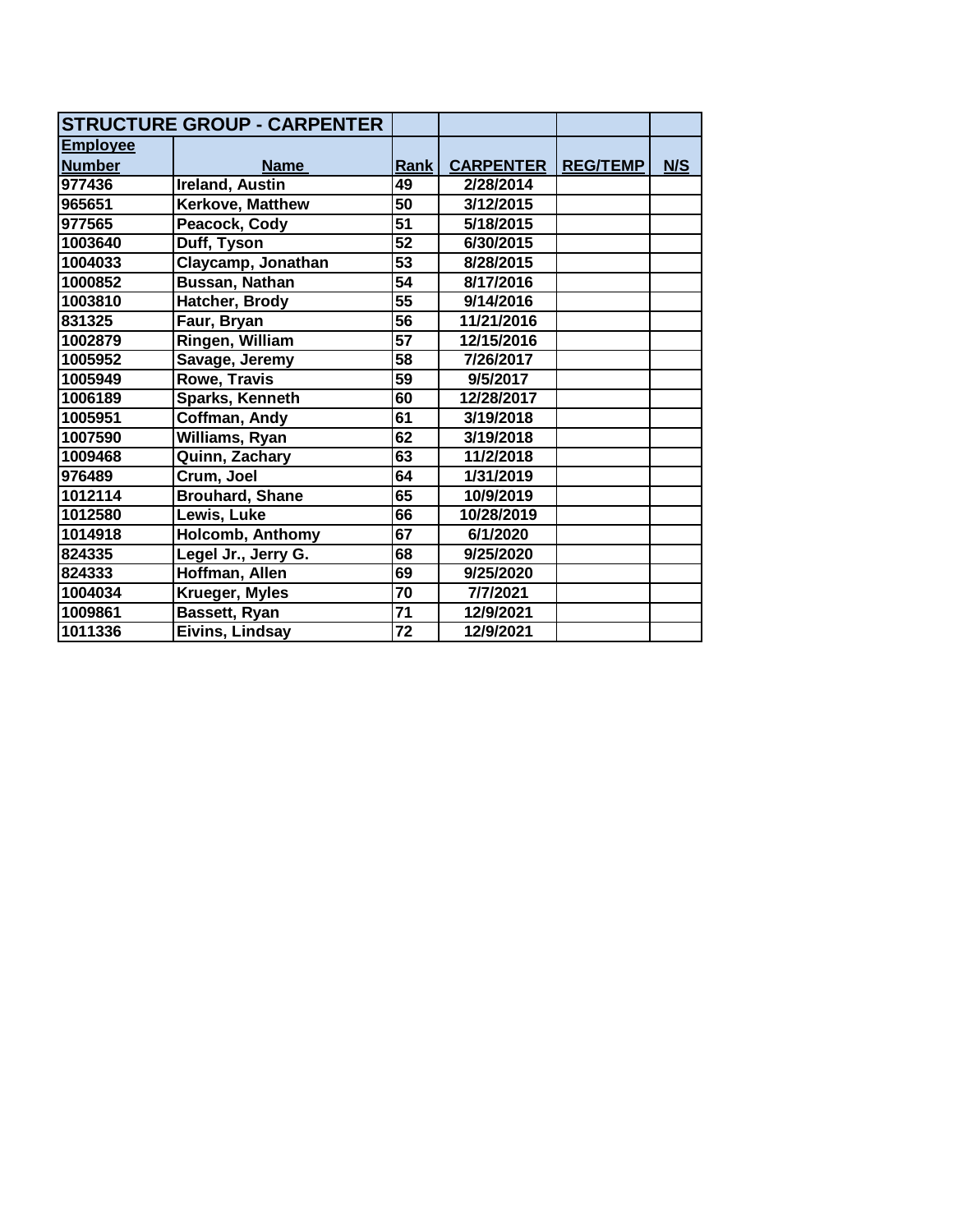| STRUCTURE GROUP - CARPENTER | | | | | |
|---|---|---|---|---|---|
| Employee Number | Name | Rank | CARPENTER | REG/TEMP | N/S |
| 977436 | Ireland, Austin | 49 | 2/28/2014 | | |
| 965651 | Kerkove, Matthew | 50 | 3/12/2015 | | |
| 977565 | Peacock, Cody | 51 | 5/18/2015 | | |
| 1003640 | Duff, Tyson | 52 | 6/30/2015 | | |
| 1004033 | Claycamp, Jonathan | 53 | 8/28/2015 | | |
| 1000852 | Bussan, Nathan | 54 | 8/17/2016 | | |
| 1003810 | Hatcher, Brody | 55 | 9/14/2016 | | |
| 831325 | Faur, Bryan | 56 | 11/21/2016 | | |
| 1002879 | Ringen, William | 57 | 12/15/2016 | | |
| 1005952 | Savage, Jeremy | 58 | 7/26/2017 | | |
| 1005949 | Rowe, Travis | 59 | 9/5/2017 | | |
| 1006189 | Sparks, Kenneth | 60 | 12/28/2017 | | |
| 1005951 | Coffman, Andy | 61 | 3/19/2018 | | |
| 1007590 | Williams, Ryan | 62 | 3/19/2018 | | |
| 1009468 | Quinn, Zachary | 63 | 11/2/2018 | | |
| 976489 | Crum, Joel | 64 | 1/31/2019 | | |
| 1012114 | Brouhard, Shane | 65 | 10/9/2019 | | |
| 1012580 | Lewis, Luke | 66 | 10/28/2019 | | |
| 1014918 | Holcomb, Anthomy | 67 | 6/1/2020 | | |
| 824335 | Legel Jr., Jerry G. | 68 | 9/25/2020 | | |
| 824333 | Hoffman, Allen | 69 | 9/25/2020 | | |
| 1004034 | Krueger, Myles | 70 | 7/7/2021 | | |
| 1009861 | Bassett, Ryan | 71 | 12/9/2021 | | |
| 1011336 | Eivins, Lindsay | 72 | 12/9/2021 | | |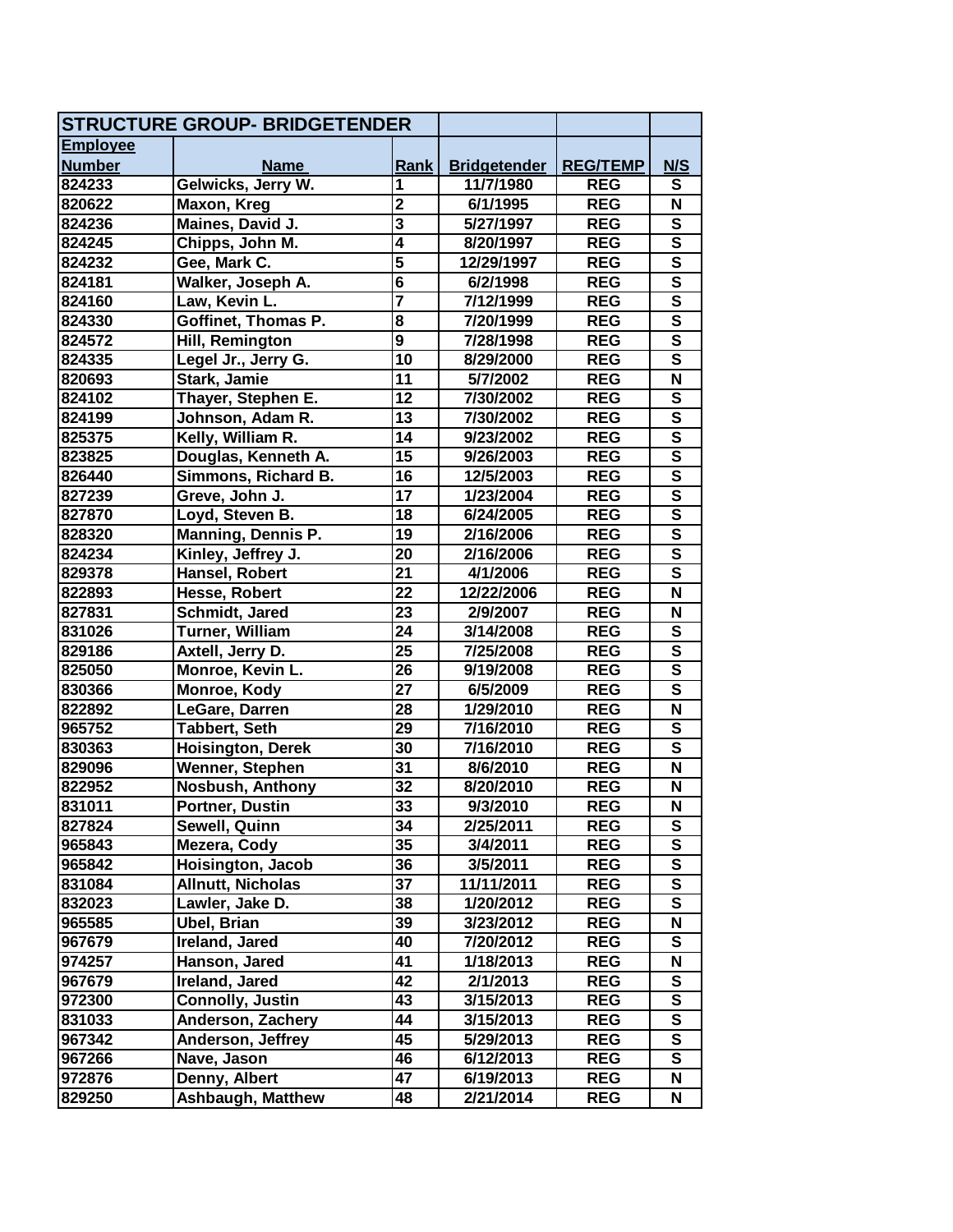| STRUCTURE GROUP- BRIDGETENDER | | | | | |
|---|---|---|---|---|---|
| **Employee Number** | **Name** | **Rank** | **Bridgetender** | **REG/TEMP** | **N/S** |
| 824233 | Gelwicks, Jerry W. | 1 | 11/7/1980 | REG | S |
| 820622 | Maxon, Kreg | 2 | 6/1/1995 | REG | N |
| 824236 | Maines, David J. | 3 | 5/27/1997 | REG | S |
| 824245 | Chipps, John M. | 4 | 8/20/1997 | REG | S |
| 824232 | Gee, Mark C. | 5 | 12/29/1997 | REG | S |
| 824181 | Walker, Joseph A. | 6 | 6/2/1998 | REG | S |
| 824160 | Law, Kevin L. | 7 | 7/12/1999 | REG | S |
| 824330 | Goffinet, Thomas P. | 8 | 7/20/1999 | REG | S |
| 824572 | Hill, Remington | 9 | 7/28/1998 | REG | S |
| 824335 | Legel Jr., Jerry G. | 10 | 8/29/2000 | REG | S |
| 820693 | Stark, Jamie | 11 | 5/7/2002 | REG | N |
| 824102 | Thayer, Stephen E. | 12 | 7/30/2002 | REG | S |
| 824199 | Johnson, Adam R. | 13 | 7/30/2002 | REG | S |
| 825375 | Kelly, William R. | 14 | 9/23/2002 | REG | S |
| 823825 | Douglas, Kenneth A. | 15 | 9/26/2003 | REG | S |
| 826440 | Simmons, Richard B. | 16 | 12/5/2003 | REG | S |
| 827239 | Greve, John J. | 17 | 1/23/2004 | REG | S |
| 827870 | Loyd, Steven B. | 18 | 6/24/2005 | REG | S |
| 828320 | Manning, Dennis P. | 19 | 2/16/2006 | REG | S |
| 824234 | Kinley, Jeffrey J. | 20 | 2/16/2006 | REG | S |
| 829378 | Hansel, Robert | 21 | 4/1/2006 | REG | S |
| 822893 | Hesse, Robert | 22 | 12/22/2006 | REG | N |
| 827831 | Schmidt, Jared | 23 | 2/9/2007 | REG | N |
| 831026 | Turner, William | 24 | 3/14/2008 | REG | S |
| 829186 | Axtell, Jerry D. | 25 | 7/25/2008 | REG | S |
| 825050 | Monroe, Kevin L. | 26 | 9/19/2008 | REG | S |
| 830366 | Monroe, Kody | 27 | 6/5/2009 | REG | S |
| 822892 | LeGare, Darren | 28 | 1/29/2010 | REG | N |
| 965752 | Tabbert, Seth | 29 | 7/16/2010 | REG | S |
| 830363 | Hoisington, Derek | 30 | 7/16/2010 | REG | S |
| 829096 | Wenner, Stephen | 31 | 8/6/2010 | REG | N |
| 822952 | Nosbush, Anthony | 32 | 8/20/2010 | REG | N |
| 831011 | Portner, Dustin | 33 | 9/3/2010 | REG | N |
| 827824 | Sewell, Quinn | 34 | 2/25/2011 | REG | S |
| 965843 | Mezera, Cody | 35 | 3/4/2011 | REG | S |
| 965842 | Hoisington, Jacob | 36 | 3/5/2011 | REG | S |
| 831084 | Allnutt, Nicholas | 37 | 11/11/2011 | REG | S |
| 832023 | Lawler, Jake D. | 38 | 1/20/2012 | REG | S |
| 965585 | Ubel, Brian | 39 | 3/23/2012 | REG | N |
| 967679 | Ireland, Jared | 40 | 7/20/2012 | REG | S |
| 974257 | Hanson, Jared | 41 | 1/18/2013 | REG | N |
| 967679 | Ireland, Jared | 42 | 2/1/2013 | REG | S |
| 972300 | Connolly, Justin | 43 | 3/15/2013 | REG | S |
| 831033 | Anderson, Zachery | 44 | 3/15/2013 | REG | S |
| 967342 | Anderson, Jeffrey | 45 | 5/29/2013 | REG | S |
| 967266 | Nave, Jason | 46 | 6/12/2013 | REG | S |
| 972876 | Denny, Albert | 47 | 6/19/2013 | REG | N |
| 829250 | Ashbaugh, Matthew | 48 | 2/21/2014 | REG | N |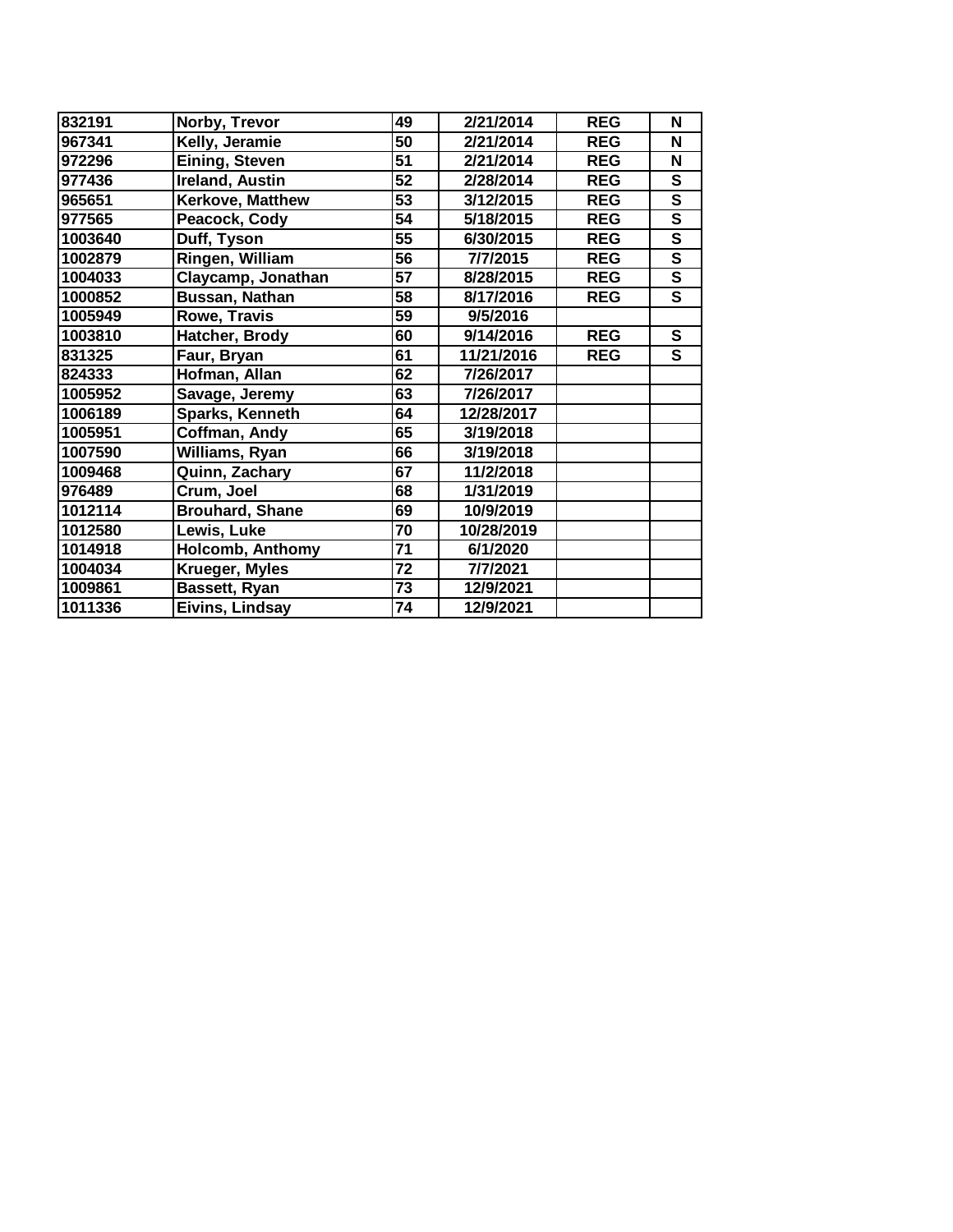| | | | | | |
|---|---|---|---|---|---|
| 832191 | Norby, Trevor | 49 | 2/21/2014 | REG | N |
| 967341 | Kelly, Jeramie | 50 | 2/21/2014 | REG | N |
| 972296 | Eining, Steven | 51 | 2/21/2014 | REG | N |
| 977436 | Ireland, Austin | 52 | 2/28/2014 | REG | S |
| 965651 | Kerkove, Matthew | 53 | 3/12/2015 | REG | S |
| 977565 | Peacock, Cody | 54 | 5/18/2015 | REG | S |
| 1003640 | Duff, Tyson | 55 | 6/30/2015 | REG | S |
| 1002879 | Ringen, William | 56 | 7/7/2015 | REG | S |
| 1004033 | Claycamp, Jonathan | 57 | 8/28/2015 | REG | S |
| 1000852 | Bussan, Nathan | 58 | 8/17/2016 | REG | S |
| 1005949 | Rowe, Travis | 59 | 9/5/2016 | | |
| 1003810 | Hatcher, Brody | 60 | 9/14/2016 | REG | S |
| 831325 | Faur, Bryan | 61 | 11/21/2016 | REG | S |
| 824333 | Hofman, Allan | 62 | 7/26/2017 | | |
| 1005952 | Savage, Jeremy | 63 | 7/26/2017 | | |
| 1006189 | Sparks, Kenneth | 64 | 12/28/2017 | | |
| 1005951 | Coffman, Andy | 65 | 3/19/2018 | | |
| 1007590 | Williams, Ryan | 66 | 3/19/2018 | | |
| 1009468 | Quinn, Zachary | 67 | 11/2/2018 | | |
| 976489 | Crum, Joel | 68 | 1/31/2019 | | |
| 1012114 | Brouhard, Shane | 69 | 10/9/2019 | | |
| 1012580 | Lewis, Luke | 70 | 10/28/2019 | | |
| 1014918 | Holcomb, Anthomy | 71 | 6/1/2020 | | |
| 1004034 | Krueger, Myles | 72 | 7/7/2021 | | |
| 1009861 | Bassett, Ryan | 73 | 12/9/2021 | | |
| 1011336 | Eivins, Lindsay | 74 | 12/9/2021 | | |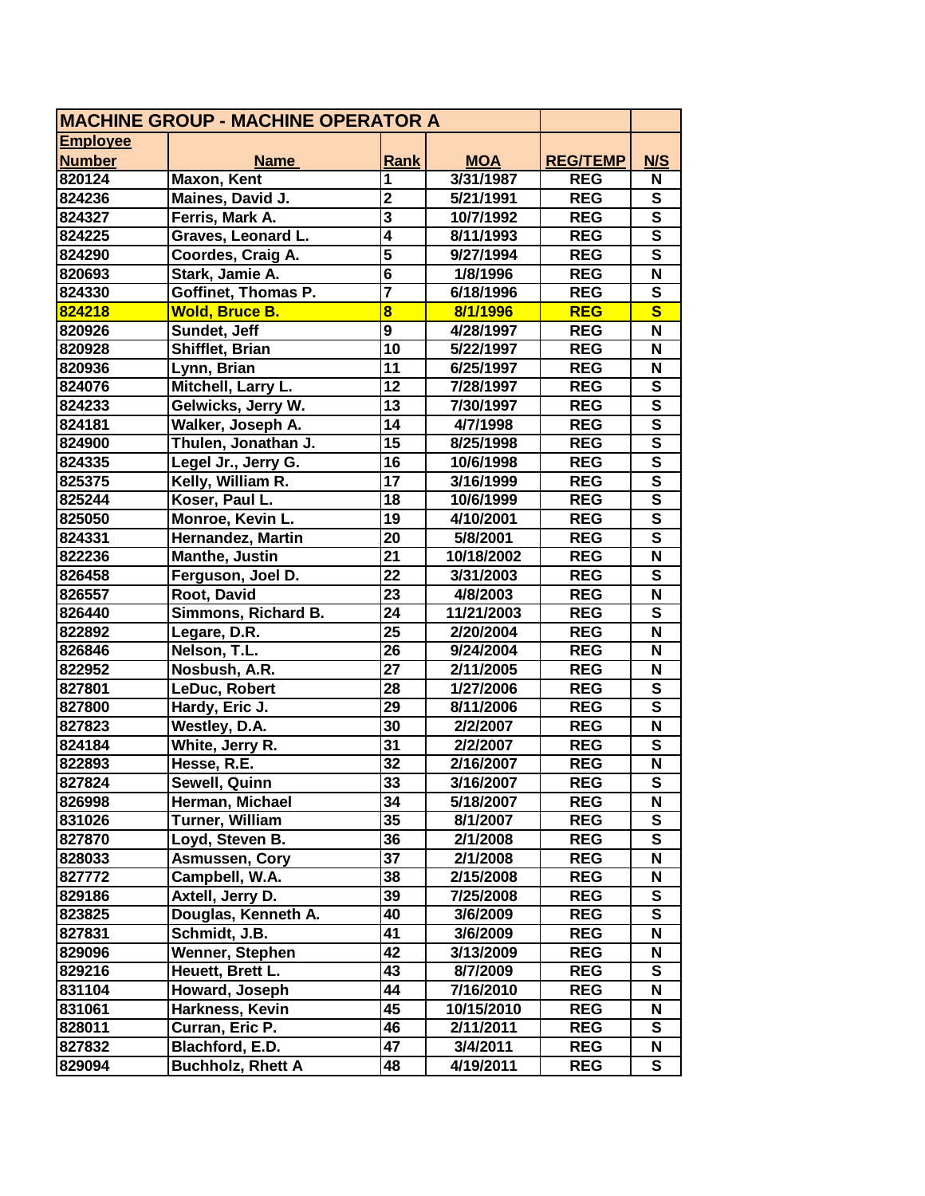| MACHINE GROUP - MACHINE OPERATOR A | | | | | |
|---|---|---|---|---|---|
| **Employee Number** | **Name** | **Rank** | **MOA** | **REG/TEMP** | **N/S** |
| 820124 | Maxon, Kent | 1 | 3/31/1987 | REG | N |
| 824236 | Maines, David J. | 2 | 5/21/1991 | REG | S |
| 824327 | Ferris, Mark A. | 3 | 10/7/1992 | REG | S |
| 824225 | Graves, Leonard L. | 4 | 8/11/1993 | REG | S |
| 824290 | Coordes, Craig A. | 5 | 9/27/1994 | REG | S |
| 820693 | Stark, Jamie A. | 6 | 1/8/1996 | REG | N |
| 824330 | Goffinet, Thomas P. | 7 | 6/18/1996 | REG | S |
| **824218** | **Wold, Bruce B.** | **8** | **8/1/1996** | **REG** | **S** |
| 820926 | Sundet, Jeff | 9 | 4/28/1997 | REG | N |
| 820928 | Shifflet, Brian | 10 | 5/22/1997 | REG | N |
| 820936 | Lynn, Brian | 11 | 6/25/1997 | REG | N |
| 824076 | Mitchell, Larry L. | 12 | 7/28/1997 | REG | S |
| 824233 | Gelwicks, Jerry W. | 13 | 7/30/1997 | REG | S |
| 824181 | Walker, Joseph A. | 14 | 4/7/1998 | REG | S |
| 824900 | Thulen, Jonathan J. | 15 | 8/25/1998 | REG | S |
| 824335 | Legel Jr., Jerry G. | 16 | 10/6/1998 | REG | S |
| 825375 | Kelly, William R. | 17 | 3/16/1999 | REG | S |
| 825244 | Koser, Paul L. | 18 | 10/6/1999 | REG | S |
| 825050 | Monroe, Kevin L. | 19 | 4/10/2001 | REG | S |
| 824331 | Hernandez, Martin | 20 | 5/8/2001 | REG | S |
| 822236 | Manthe, Justin | 21 | 10/18/2002 | REG | N |
| 826458 | Ferguson, Joel D. | 22 | 3/31/2003 | REG | S |
| 826557 | Root, David | 23 | 4/8/2003 | REG | N |
| 826440 | Simmons, Richard B. | 24 | 11/21/2003 | REG | S |
| 822892 | Legare, D.R. | 25 | 2/20/2004 | REG | N |
| 826846 | Nelson, T.L. | 26 | 9/24/2004 | REG | N |
| 822952 | Nosbush, A.R. | 27 | 2/11/2005 | REG | N |
| 827801 | LeDuc, Robert | 28 | 1/27/2006 | REG | S |
| 827800 | Hardy, Eric J. | 29 | 8/11/2006 | REG | S |
| 827823 | Westley, D.A. | 30 | 2/2/2007 | REG | N |
| 824184 | White, Jerry R. | 31 | 2/2/2007 | REG | S |
| 822893 | Hesse, R.E. | 32 | 2/16/2007 | REG | N |
| 827824 | Sewell, Quinn | 33 | 3/16/2007 | REG | S |
| 826998 | Herman, Michael | 34 | 5/18/2007 | REG | N |
| 831026 | Turner, William | 35 | 8/1/2007 | REG | S |
| 827870 | Loyd, Steven B. | 36 | 2/1/2008 | REG | S |
| 828033 | Asmussen, Cory | 37 | 2/1/2008 | REG | N |
| 827772 | Campbell, W.A. | 38 | 2/15/2008 | REG | N |
| 829186 | Axtell, Jerry D. | 39 | 7/25/2008 | REG | S |
| 823825 | Douglas, Kenneth A. | 40 | 3/6/2009 | REG | S |
| 827831 | Schmidt, J.B. | 41 | 3/6/2009 | REG | N |
| 829096 | Wenner, Stephen | 42 | 3/13/2009 | REG | N |
| 829216 | Heuett, Brett L. | 43 | 8/7/2009 | REG | S |
| 831104 | Howard, Joseph | 44 | 7/16/2010 | REG | N |
| 831061 | Harkness, Kevin | 45 | 10/15/2010 | REG | N |
| 828011 | Curran, Eric P. | 46 | 2/11/2011 | REG | S |
| 827832 | Blachford, E.D. | 47 | 3/4/2011 | REG | N |
| 829094 | Buchholz, Rhett A | 48 | 4/19/2011 | REG | S |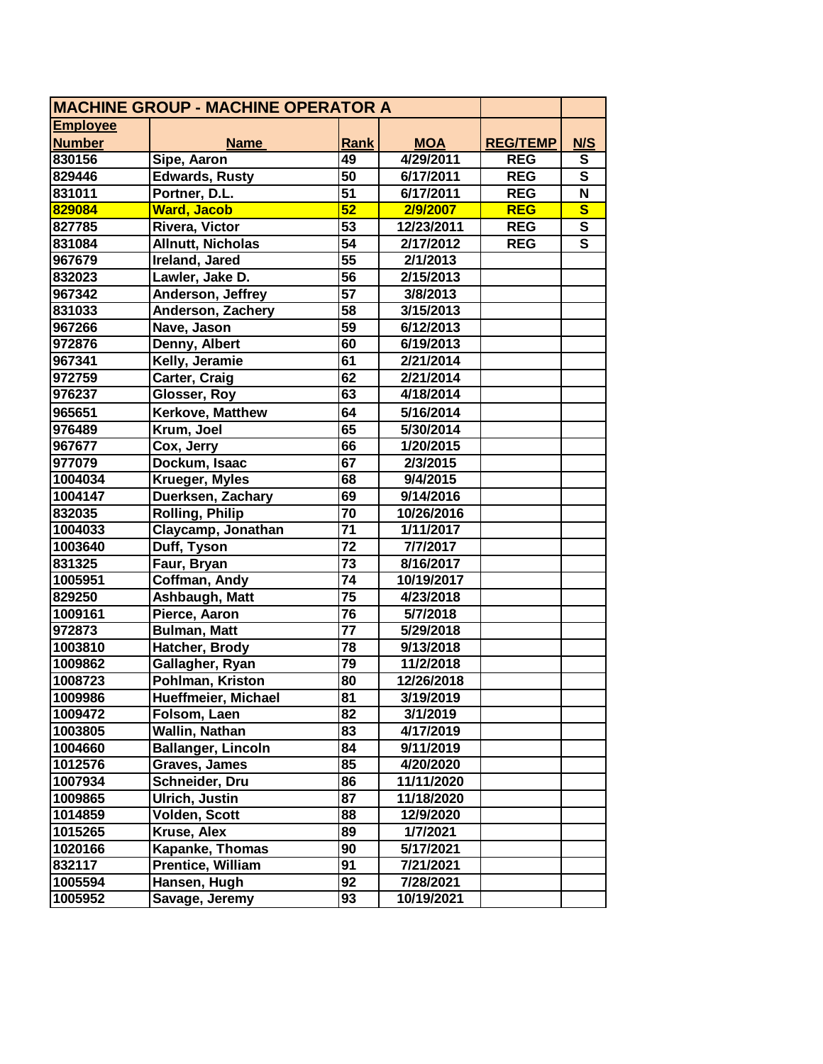| MACHINE GROUP - MACHINE OPERATOR A | | | | | |
|---|---|---|---|---|---|
| **Employee Number** | **Name** | **Rank** | **MOA** | **REG/TEMP** | **N/S** |
| 830156 | Sipe, Aaron | 49 | 4/29/2011 | REG | S |
| 829446 | Edwards, Rusty | 50 | 6/17/2011 | REG | S |
| 831011 | Portner, D.L. | 51 | 6/17/2011 | REG | N |
| 829084 | Ward, Jacob | 52 | 2/9/2007 | REG | S |
| 827785 | Rivera, Victor | 53 | 12/23/2011 | REG | S |
| 831084 | Allnutt, Nicholas | 54 | 2/17/2012 | REG | S |
| 967679 | Ireland, Jared | 55 | 2/1/2013 | | |
| 832023 | Lawler, Jake D. | 56 | 2/15/2013 | | |
| 967342 | Anderson, Jeffrey | 57 | 3/8/2013 | | |
| 831033 | Anderson, Zachery | 58 | 3/15/2013 | | |
| 967266 | Nave, Jason | 59 | 6/12/2013 | | |
| 972876 | Denny, Albert | 60 | 6/19/2013 | | |
| 967341 | Kelly, Jeramie | 61 | 2/21/2014 | | |
| 972759 | Carter, Craig | 62 | 2/21/2014 | | |
| 976237 | Glosser, Roy | 63 | 4/18/2014 | | |
| 965651 | Kerkove, Matthew | 64 | 5/16/2014 | | |
| 976489 | Krum, Joel | 65 | 5/30/2014 | | |
| 967677 | Cox, Jerry | 66 | 1/20/2015 | | |
| 977079 | Dockum, Isaac | 67 | 2/3/2015 | | |
| 1004034 | Krueger, Myles | 68 | 9/4/2015 | | |
| 1004147 | Duerksen, Zachary | 69 | 9/14/2016 | | |
| 832035 | Rolling, Philip | 70 | 10/26/2016 | | |
| 1004033 | Claycamp, Jonathan | 71 | 1/11/2017 | | |
| 1003640 | Duff, Tyson | 72 | 7/7/2017 | | |
| 831325 | Faur, Bryan | 73 | 8/16/2017 | | |
| 1005951 | Coffman, Andy | 74 | 10/19/2017 | | |
| 829250 | Ashbaugh, Matt | 75 | 4/23/2018 | | |
| 1009161 | Pierce, Aaron | 76 | 5/7/2018 | | |
| 972873 | Bulman, Matt | 77 | 5/29/2018 | | |
| 1003810 | Hatcher, Brody | 78 | 9/13/2018 | | |
| 1009862 | Gallagher, Ryan | 79 | 11/2/2018 | | |
| 1008723 | Pohlman, Kriston | 80 | 12/26/2018 | | |
| 1009986 | Hueffmeier, Michael | 81 | 3/19/2019 | | |
| 1009472 | Folsom, Laen | 82 | 3/1/2019 | | |
| 1003805 | Wallin, Nathan | 83 | 4/17/2019 | | |
| 1004660 | Ballanger, Lincoln | 84 | 9/11/2019 | | |
| 1012576 | Graves, James | 85 | 4/20/2020 | | |
| 1007934 | Schneider, Dru | 86 | 11/11/2020 | | |
| 1009865 | Ulrich, Justin | 87 | 11/18/2020 | | |
| 1014859 | Volden, Scott | 88 | 12/9/2020 | | |
| 1015265 | Kruse, Alex | 89 | 1/7/2021 | | |
| 1020166 | Kapanke, Thomas | 90 | 5/17/2021 | | |
| 832117 | Prentice, William | 91 | 7/21/2021 | | |
| 1005594 | Hansen, Hugh | 92 | 7/28/2021 | | |
| 1005952 | Savage, Jeremy | 93 | 10/19/2021 | | |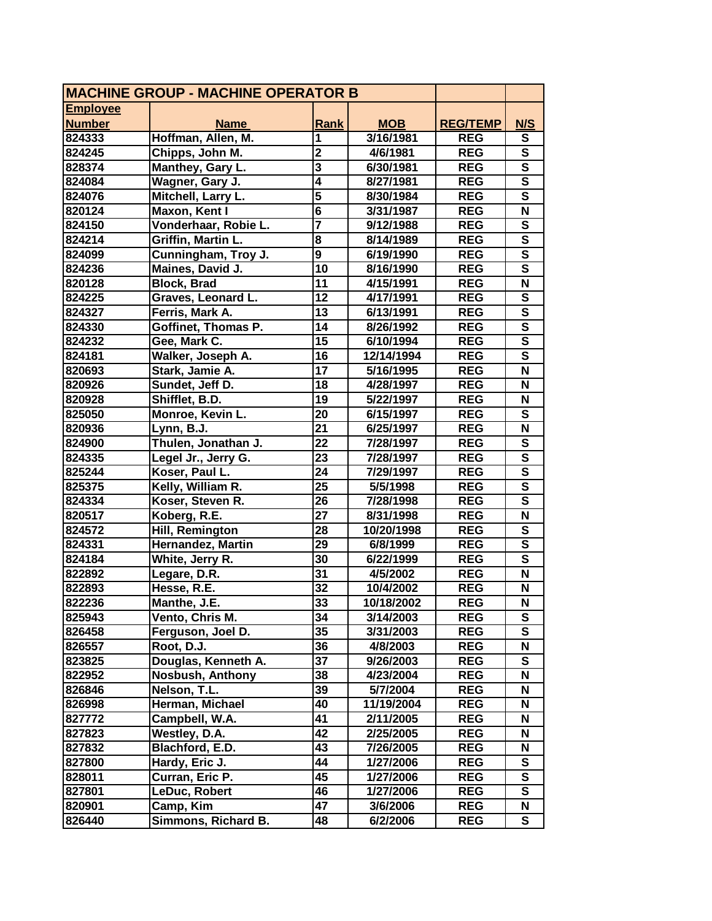| MACHINE GROUP - MACHINE OPERATOR B | | | | | |
|---|---|---|---|---|---|
| **Employee Number** | **Name** | **Rank** | **MOB** | **REG/TEMP** | **N/S** |
| 824333 | Hoffman, Allen, M. | 1 | 3/16/1981 | REG | S |
| 824245 | Chipps, John M. | 2 | 4/6/1981 | REG | S |
| 828374 | Manthey, Gary L. | 3 | 6/30/1981 | REG | S |
| 824084 | Wagner, Gary J. | 4 | 8/27/1981 | REG | S |
| 824076 | Mitchell, Larry L. | 5 | 8/30/1984 | REG | S |
| 820124 | Maxon, Kent I | 6 | 3/31/1987 | REG | N |
| 824150 | Vonderhaar, Robie L. | 7 | 9/12/1988 | REG | S |
| 824214 | Griffin, Martin L. | 8 | 8/14/1989 | REG | S |
| 824099 | Cunningham, Troy J. | 9 | 6/19/1990 | REG | S |
| 824236 | Maines, David J. | 10 | 8/16/1990 | REG | S |
| 820128 | Block, Brad | 11 | 4/15/1991 | REG | N |
| 824225 | Graves, Leonard L. | 12 | 4/17/1991 | REG | S |
| 824327 | Ferris, Mark A. | 13 | 6/13/1991 | REG | S |
| 824330 | Goffinet, Thomas P. | 14 | 8/26/1992 | REG | S |
| 824232 | Gee, Mark C. | 15 | 6/10/1994 | REG | S |
| 824181 | Walker, Joseph A. | 16 | 12/14/1994 | REG | S |
| 820693 | Stark, Jamie A. | 17 | 5/16/1995 | REG | N |
| 820926 | Sundet, Jeff D. | 18 | 4/28/1997 | REG | N |
| 820928 | Shifflet, B.D. | 19 | 5/22/1997 | REG | N |
| 825050 | Monroe, Kevin L. | 20 | 6/15/1997 | REG | S |
| 820936 | Lynn, B.J. | 21 | 6/25/1997 | REG | N |
| 824900 | Thulen, Jonathan J. | 22 | 7/28/1997 | REG | S |
| 824335 | Legel Jr., Jerry G. | 23 | 7/28/1997 | REG | S |
| 825244 | Koser, Paul L. | 24 | 7/29/1997 | REG | S |
| 825375 | Kelly, William R. | 25 | 5/5/1998 | REG | S |
| 824334 | Koser, Steven R. | 26 | 7/28/1998 | REG | S |
| 820517 | Koberg, R.E. | 27 | 8/31/1998 | REG | N |
| 824572 | Hill, Remington | 28 | 10/20/1998 | REG | S |
| 824331 | Hernandez, Martin | 29 | 6/8/1999 | REG | S |
| 824184 | White, Jerry R. | 30 | 6/22/1999 | REG | S |
| 822892 | Legare, D.R. | 31 | 4/5/2002 | REG | N |
| 822893 | Hesse, R.E. | 32 | 10/4/2002 | REG | N |
| 822236 | Manthe, J.E. | 33 | 10/18/2002 | REG | N |
| 825943 | Vento, Chris M. | 34 | 3/14/2003 | REG | S |
| 826458 | Ferguson, Joel D. | 35 | 3/31/2003 | REG | S |
| 826557 | Root, D.J. | 36 | 4/8/2003 | REG | N |
| 823825 | Douglas, Kenneth A. | 37 | 9/26/2003 | REG | S |
| 822952 | Nosbush, Anthony | 38 | 4/23/2004 | REG | N |
| 826846 | Nelson, T.L. | 39 | 5/7/2004 | REG | N |
| 826998 | Herman, Michael | 40 | 11/19/2004 | REG | N |
| 827772 | Campbell, W.A. | 41 | 2/11/2005 | REG | N |
| 827823 | Westley, D.A. | 42 | 2/25/2005 | REG | N |
| 827832 | Blachford, E.D. | 43 | 7/26/2005 | REG | N |
| 827800 | Hardy, Eric J. | 44 | 1/27/2006 | REG | S |
| 828011 | Curran, Eric P. | 45 | 1/27/2006 | REG | S |
| 827801 | LeDuc, Robert | 46 | 1/27/2006 | REG | S |
| 820901 | Camp, Kim | 47 | 3/6/2006 | REG | N |
| 826440 | Simmons, Richard B. | 48 | 6/2/2006 | REG | S |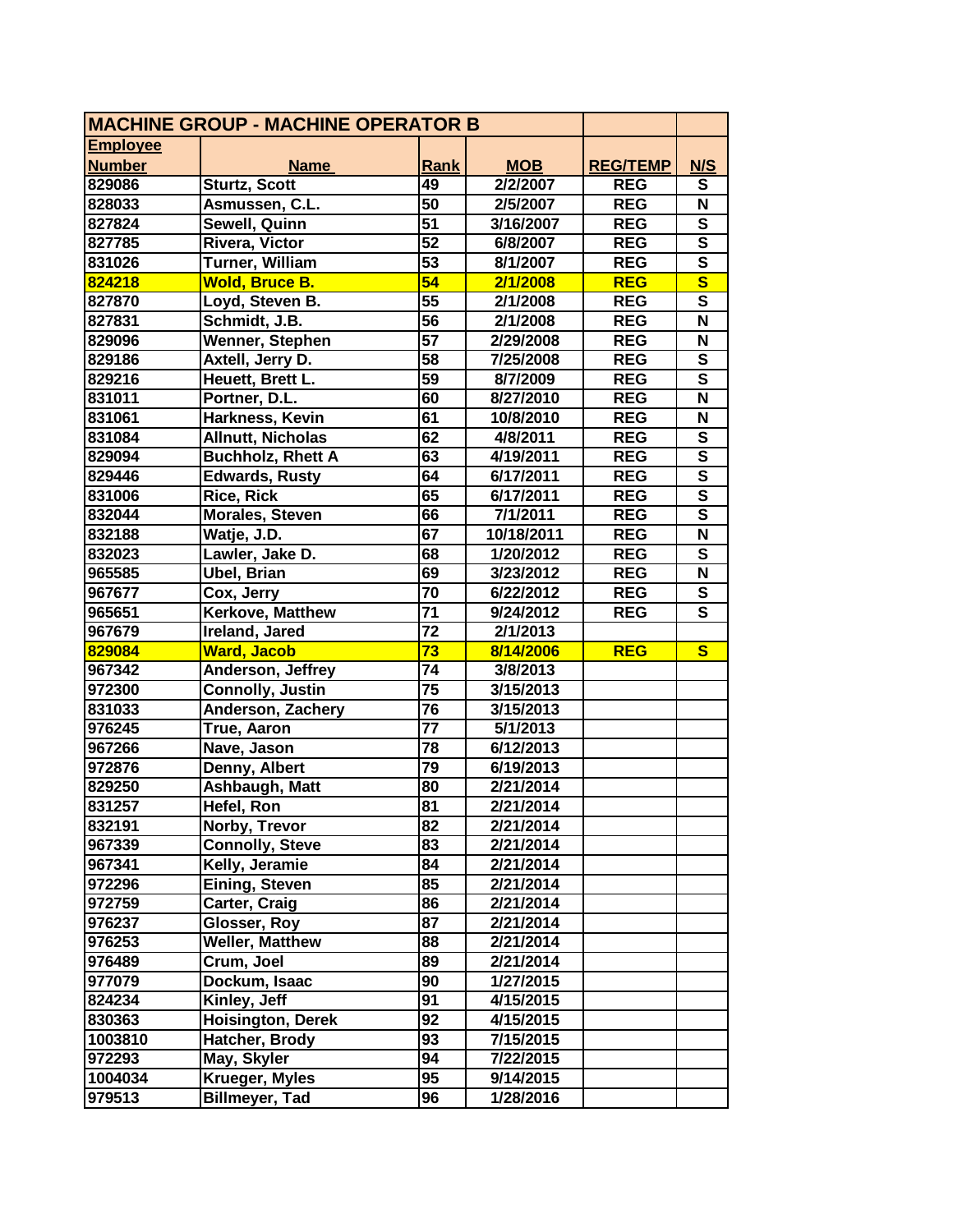| MACHINE GROUP - MACHINE OPERATOR B | | | | | |
|---|---|---|---|---|---|
| **Employee Number** | **Name** | **Rank** | **MOB** | **REG/TEMP** | **N/S** |
| 829086 | Sturtz, Scott | 49 | 2/2/2007 | REG | S |
| 828033 | Asmussen, C.L. | 50 | 2/5/2007 | REG | N |
| 827824 | Sewell, Quinn | 51 | 3/16/2007 | REG | S |
| 827785 | Rivera, Victor | 52 | 6/8/2007 | REG | S |
| 831026 | Turner, William | 53 | 8/1/2007 | REG | S |
| 824218 | Wold, Bruce B. | 54 | 2/1/2008 | REG | S |
| 827870 | Loyd, Steven B. | 55 | 2/1/2008 | REG | S |
| 827831 | Schmidt, J.B. | 56 | 2/1/2008 | REG | N |
| 829096 | Wenner, Stephen | 57 | 2/29/2008 | REG | N |
| 829186 | Axtell, Jerry D. | 58 | 7/25/2008 | REG | S |
| 829216 | Heuett, Brett L. | 59 | 8/7/2009 | REG | S |
| 831011 | Portner, D.L. | 60 | 8/27/2010 | REG | N |
| 831061 | Harkness, Kevin | 61 | 10/8/2010 | REG | N |
| 831084 | Allnutt, Nicholas | 62 | 4/8/2011 | REG | S |
| 829094 | Buchholz, Rhett A | 63 | 4/19/2011 | REG | S |
| 829446 | Edwards, Rusty | 64 | 6/17/2011 | REG | S |
| 831006 | Rice, Rick | 65 | 6/17/2011 | REG | S |
| 832044 | Morales, Steven | 66 | 7/1/2011 | REG | S |
| 832188 | Watje, J.D. | 67 | 10/18/2011 | REG | N |
| 832023 | Lawler, Jake D. | 68 | 1/20/2012 | REG | S |
| 965585 | Ubel, Brian | 69 | 3/23/2012 | REG | N |
| 967677 | Cox, Jerry | 70 | 6/22/2012 | REG | S |
| 965651 | Kerkove, Matthew | 71 | 9/24/2012 | REG | S |
| 967679 | Ireland, Jared | 72 | 2/1/2013 | | |
| 829084 | Ward, Jacob | 73 | 8/14/2006 | REG | S |
| 967342 | Anderson, Jeffrey | 74 | 3/8/2013 | | |
| 972300 | Connolly, Justin | 75 | 3/15/2013 | | |
| 831033 | Anderson, Zachery | 76 | 3/15/2013 | | |
| 976245 | True, Aaron | 77 | 5/1/2013 | | |
| 967266 | Nave, Jason | 78 | 6/12/2013 | | |
| 972876 | Denny, Albert | 79 | 6/19/2013 | | |
| 829250 | Ashbaugh, Matt | 80 | 2/21/2014 | | |
| 831257 | Hefel, Ron | 81 | 2/21/2014 | | |
| 832191 | Norby, Trevor | 82 | 2/21/2014 | | |
| 967339 | Connolly, Steve | 83 | 2/21/2014 | | |
| 967341 | Kelly, Jeramie | 84 | 2/21/2014 | | |
| 972296 | Eining, Steven | 85 | 2/21/2014 | | |
| 972759 | Carter, Craig | 86 | 2/21/2014 | | |
| 976237 | Glosser, Roy | 87 | 2/21/2014 | | |
| 976253 | Weller, Matthew | 88 | 2/21/2014 | | |
| 976489 | Crum, Joel | 89 | 2/21/2014 | | |
| 977079 | Dockum, Isaac | 90 | 1/27/2015 | | |
| 824234 | Kinley, Jeff | 91 | 4/15/2015 | | |
| 830363 | Hoisington, Derek | 92 | 4/15/2015 | | |
| 1003810 | Hatcher, Brody | 93 | 7/15/2015 | | |
| 972293 | May, Skyler | 94 | 7/22/2015 | | |
| 1004034 | Krueger, Myles | 95 | 9/14/2015 | | |
| 979513 | Billmeyer, Tad | 96 | 1/28/2016 | | |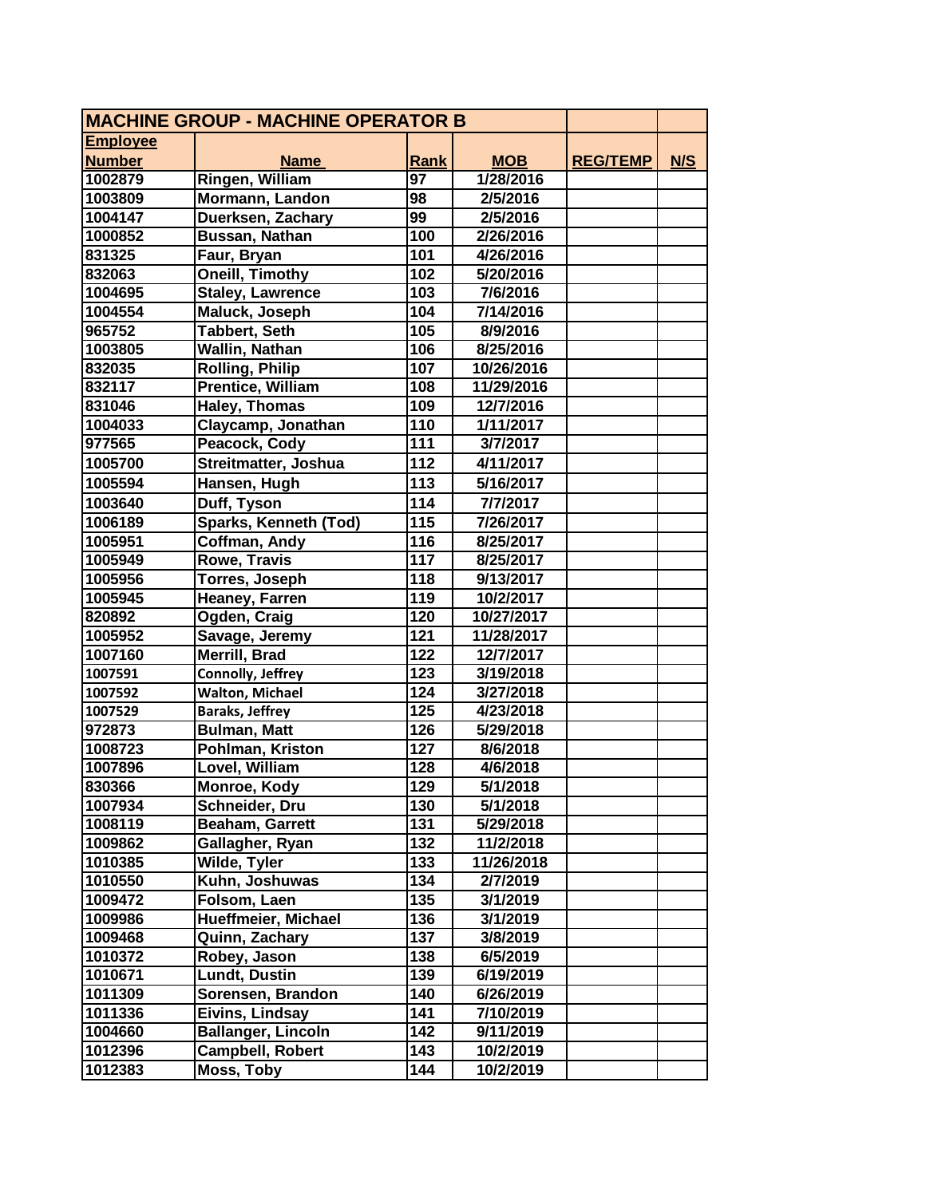| MACHINE GROUP - MACHINE OPERATOR B | | | | | |
|---|---|---|---|---|---|
| **Employee Number** | **Name** | **Rank** | **MOB** | **REG/TEMP** | **N/S** |
| 1002879 | Ringen, William | 97 | 1/28/2016 | | |
| 1003809 | Mormann, Landon | 98 | 2/5/2016 | | |
| 1004147 | Duerksen, Zachary | 99 | 2/5/2016 | | |
| 1000852 | Bussan, Nathan | 100 | 2/26/2016 | | |
| 831325 | Faur, Bryan | 101 | 4/26/2016 | | |
| 832063 | Oneill, Timothy | 102 | 5/20/2016 | | |
| 1004695 | Staley, Lawrence | 103 | 7/6/2016 | | |
| 1004554 | Maluck, Joseph | 104 | 7/14/2016 | | |
| 965752 | Tabbert, Seth | 105 | 8/9/2016 | | |
| 1003805 | Wallin, Nathan | 106 | 8/25/2016 | | |
| 832035 | Rolling, Philip | 107 | 10/26/2016 | | |
| 832117 | Prentice, William | 108 | 11/29/2016 | | |
| 831046 | Haley, Thomas | 109 | 12/7/2016 | | |
| 1004033 | Claycamp, Jonathan | 110 | 1/11/2017 | | |
| 977565 | Peacock, Cody | 111 | 3/7/2017 | | |
| 1005700 | Streitmatter, Joshua | 112 | 4/11/2017 | | |
| 1005594 | Hansen, Hugh | 113 | 5/16/2017 | | |
| 1003640 | Duff, Tyson | 114 | 7/7/2017 | | |
| 1006189 | Sparks, Kenneth (Tod) | 115 | 7/26/2017 | | |
| 1005951 | Coffman, Andy | 116 | 8/25/2017 | | |
| 1005949 | Rowe, Travis | 117 | 8/25/2017 | | |
| 1005956 | Torres, Joseph | 118 | 9/13/2017 | | |
| 1005945 | Heaney, Farren | 119 | 10/2/2017 | | |
| 820892 | Ogden, Craig | 120 | 10/27/2017 | | |
| 1005952 | Savage, Jeremy | 121 | 11/28/2017 | | |
| 1007160 | Merrill, Brad | 122 | 12/7/2017 | | |
| 1007591 | Connolly, Jeffrey | 123 | 3/19/2018 | | |
| 1007592 | Walton, Michael | 124 | 3/27/2018 | | |
| 1007529 | Baraks, Jeffrey | 125 | 4/23/2018 | | |
| 972873 | Bulman, Matt | 126 | 5/29/2018 | | |
| 1008723 | Pohlman, Kriston | 127 | 8/6/2018 | | |
| 1007896 | Lovel, William | 128 | 4/6/2018 | | |
| 830366 | Monroe, Kody | 129 | 5/1/2018 | | |
| 1007934 | Schneider, Dru | 130 | 5/1/2018 | | |
| 1008119 | Beaham, Garrett | 131 | 5/29/2018 | | |
| 1009862 | Gallagher, Ryan | 132 | 11/2/2018 | | |
| 1010385 | Wilde, Tyler | 133 | 11/26/2018 | | |
| 1010550 | Kuhn, Joshuwas | 134 | 2/7/2019 | | |
| 1009472 | Folsom, Laen | 135 | 3/1/2019 | | |
| 1009986 | Hueffmeier, Michael | 136 | 3/1/2019 | | |
| 1009468 | Quinn, Zachary | 137 | 3/8/2019 | | |
| 1010372 | Robey, Jason | 138 | 6/5/2019 | | |
| 1010671 | Lundt, Dustin | 139 | 6/19/2019 | | |
| 1011309 | Sorensen, Brandon | 140 | 6/26/2019 | | |
| 1011336 | Eivins, Lindsay | 141 | 7/10/2019 | | |
| 1004660 | Ballanger, Lincoln | 142 | 9/11/2019 | | |
| 1012396 | Campbell, Robert | 143 | 10/2/2019 | | |
| 1012383 | Moss, Toby | 144 | 10/2/2019 | | |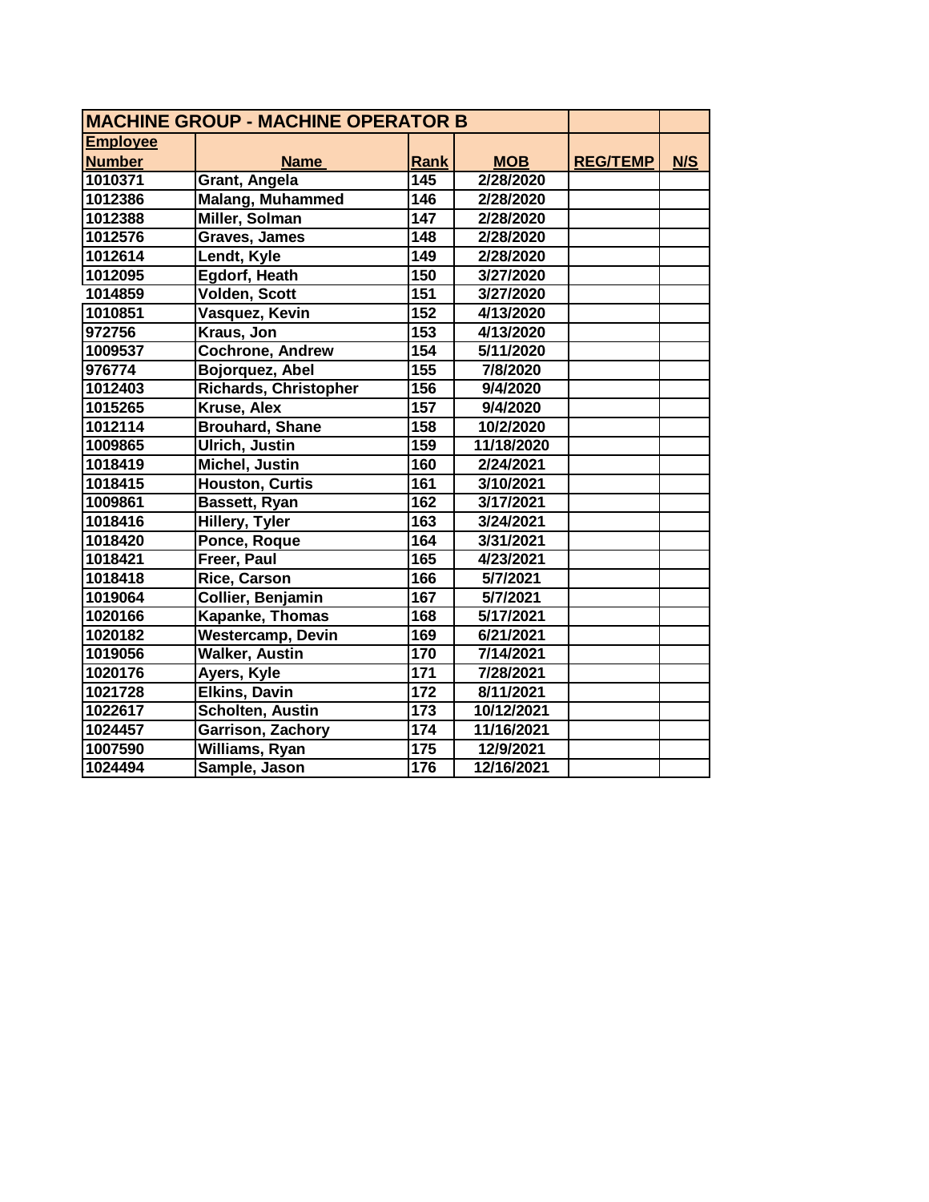| MACHINE GROUP - MACHINE OPERATOR B | | | | | |
|---|---|---|---|---|---|
| Employee Number | Name | Rank | MOB | REG/TEMP | N/S |
| 1010371 | Grant, Angela | 145 | 2/28/2020 | | |
| 1012386 | Malang, Muhammed | 146 | 2/28/2020 | | |
| 1012388 | Miller, Solman | 147 | 2/28/2020 | | |
| 1012576 | Graves, James | 148 | 2/28/2020 | | |
| 1012614 | Lendt, Kyle | 149 | 2/28/2020 | | |
| 1012095 | Egdorf, Heath | 150 | 3/27/2020 | | |
| 1014859 | Volden, Scott | 151 | 3/27/2020 | | |
| 1010851 | Vasquez, Kevin | 152 | 4/13/2020 | | |
| 972756 | Kraus, Jon | 153 | 4/13/2020 | | |
| 1009537 | Cochrone, Andrew | 154 | 5/11/2020 | | |
| 976774 | Bojorquez, Abel | 155 | 7/8/2020 | | |
| 1012403 | Richards, Christopher | 156 | 9/4/2020 | | |
| 1015265 | Kruse, Alex | 157 | 9/4/2020 | | |
| 1012114 | Brouhard, Shane | 158 | 10/2/2020 | | |
| 1009865 | Ulrich, Justin | 159 | 11/18/2020 | | |
| 1018419 | Michel, Justin | 160 | 2/24/2021 | | |
| 1018415 | Houston, Curtis | 161 | 3/10/2021 | | |
| 1009861 | Bassett, Ryan | 162 | 3/17/2021 | | |
| 1018416 | Hillery, Tyler | 163 | 3/24/2021 | | |
| 1018420 | Ponce, Roque | 164 | 3/31/2021 | | |
| 1018421 | Freer, Paul | 165 | 4/23/2021 | | |
| 1018418 | Rice, Carson | 166 | 5/7/2021 | | |
| 1019064 | Collier, Benjamin | 167 | 5/7/2021 | | |
| 1020166 | Kapanke, Thomas | 168 | 5/17/2021 | | |
| 1020182 | Westercamp, Devin | 169 | 6/21/2021 | | |
| 1019056 | Walker, Austin | 170 | 7/14/2021 | | |
| 1020176 | Ayers, Kyle | 171 | 7/28/2021 | | |
| 1021728 | Elkins, Davin | 172 | 8/11/2021 | | |
| 1022617 | Scholten, Austin | 173 | 10/12/2021 | | |
| 1024457 | Garrison, Zachory | 174 | 11/16/2021 | | |
| 1007590 | Williams, Ryan | 175 | 12/9/2021 | | |
| 1024494 | Sample, Jason | 176 | 12/16/2021 | | |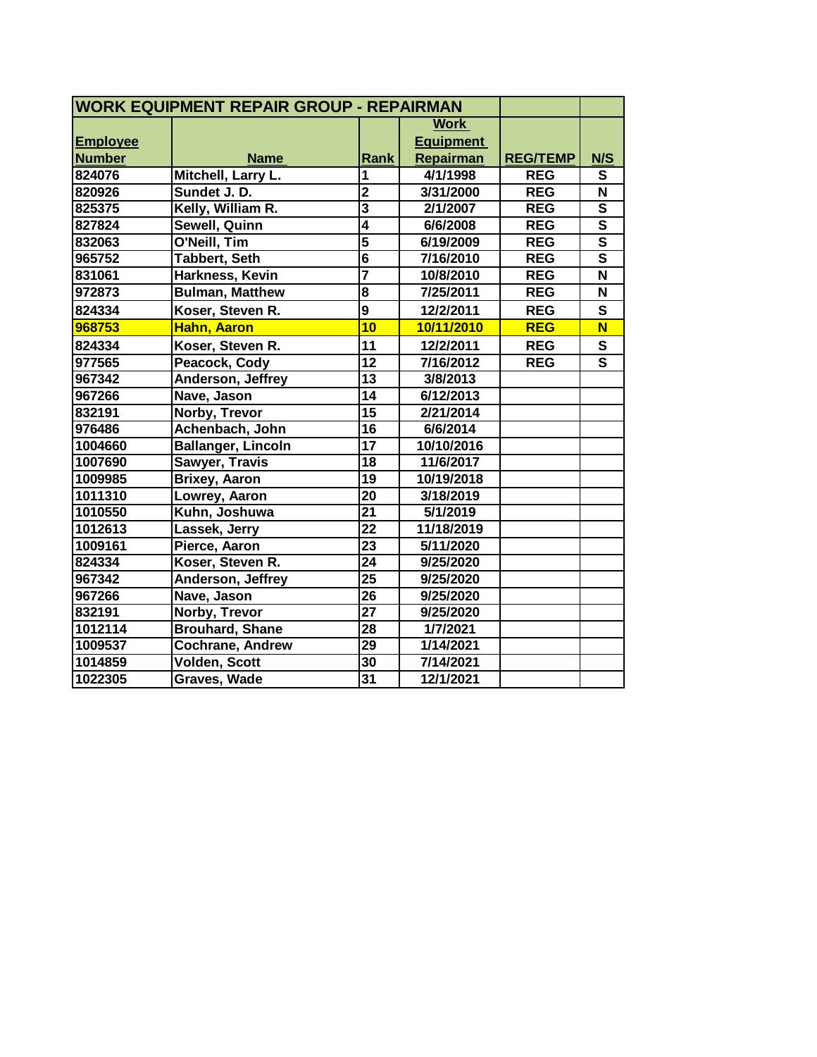| WORK EQUIPMENT REPAIR GROUP - REPAIRMAN | | | | | |
|---|---|---|---|---|---|
| **Employee Number** | **Name** | **Rank** | **Work Equipment Repairman** | **REG/TEMP** | **N/S** |
| 824076 | Mitchell, Larry L. | 1 | 4/1/1998 | REG | S |
| 820926 | Sundet J. D. | 2 | 3/31/2000 | REG | N |
| 825375 | Kelly, William R. | 3 | 2/1/2007 | REG | S |
| 827824 | Sewell, Quinn | 4 | 6/6/2008 | REG | S |
| 832063 | O'Neill, Tim | 5 | 6/19/2009 | REG | S |
| 965752 | Tabbert, Seth | 6 | 7/16/2010 | REG | S |
| 831061 | Harkness, Kevin | 7 | 10/8/2010 | REG | N |
| 972873 | Bulman, Matthew | 8 | 7/25/2011 | REG | N |
| 824334 | Koser, Steven R. | 9 | 12/2/2011 | REG | S |
| 968753 | Hahn, Aaron | 10 | 10/11/2010 | REG | N |
| 824334 | Koser, Steven R. | 11 | 12/2/2011 | REG | S |
| 977565 | Peacock, Cody | 12 | 7/16/2012 | REG | S |
| 967342 | Anderson, Jeffrey | 13 | 3/8/2013 | | |
| 967266 | Nave, Jason | 14 | 6/12/2013 | | |
| 832191 | Norby, Trevor | 15 | 2/21/2014 | | |
| 976486 | Achenbach, John | 16 | 6/6/2014 | | |
| 1004660 | Ballanger, Lincoln | 17 | 10/10/2016 | | |
| 1007690 | Sawyer, Travis | 18 | 11/6/2017 | | |
| 1009985 | Brixey, Aaron | 19 | 10/19/2018 | | |
| 1011310 | Lowrey, Aaron | 20 | 3/18/2019 | | |
| 1010550 | Kuhn, Joshuwa | 21 | 5/1/2019 | | |
| 1012613 | Lassek, Jerry | 22 | 11/18/2019 | | |
| 1009161 | Pierce, Aaron | 23 | 5/11/2020 | | |
| 824334 | Koser, Steven R. | 24 | 9/25/2020 | | |
| 967342 | Anderson, Jeffrey | 25 | 9/25/2020 | | |
| 967266 | Nave, Jason | 26 | 9/25/2020 | | |
| 832191 | Norby, Trevor | 27 | 9/25/2020 | | |
| 1012114 | Brouhard, Shane | 28 | 1/7/2021 | | |
| 1009537 | Cochrane, Andrew | 29 | 1/14/2021 | | |
| 1014859 | Volden, Scott | 30 | 7/14/2021 | | |
| 1022305 | Graves, Wade | 31 | 12/1/2021 | | |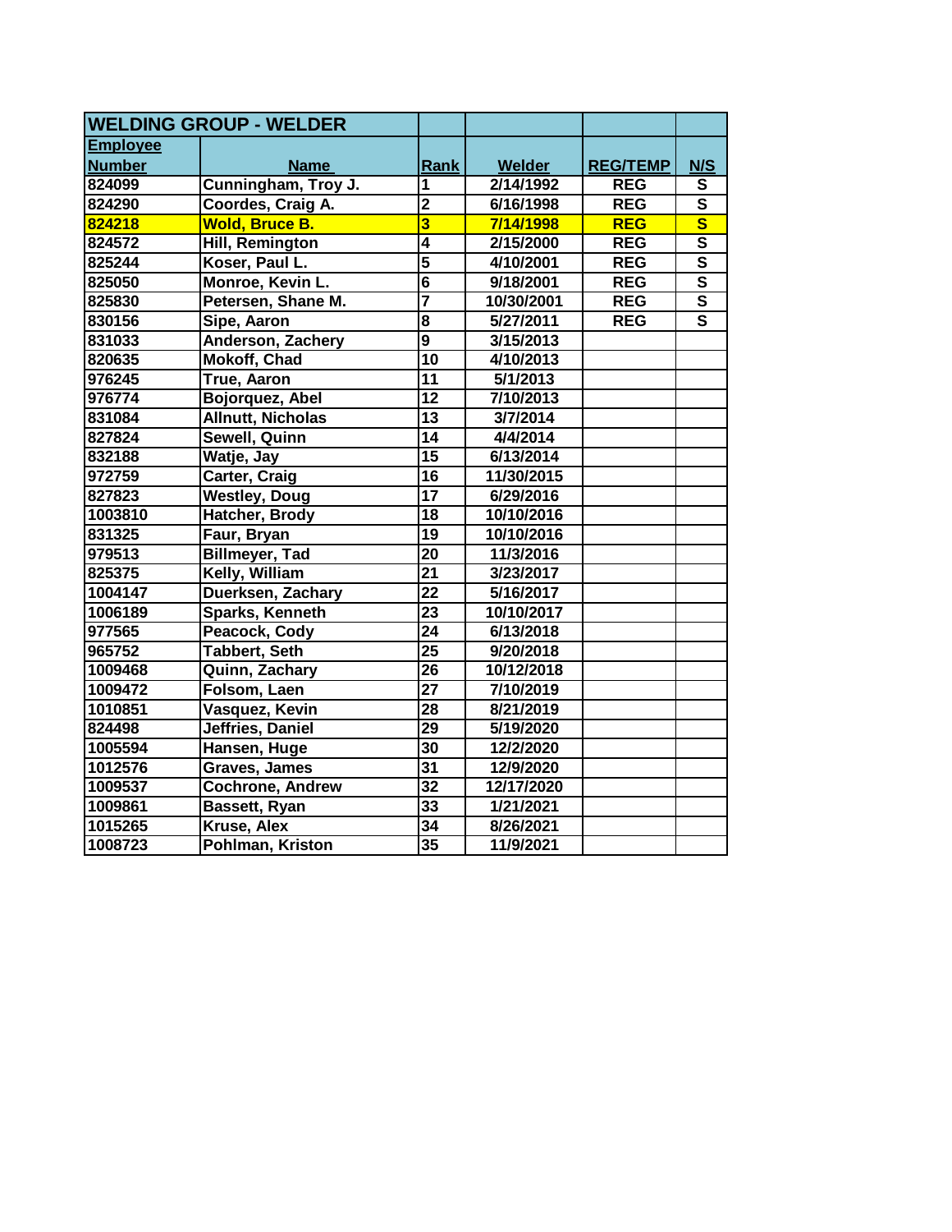| WELDING GROUP - WELDER | | | | | |
|---|---|---|---|---|---|
| Employee Number | Name | Rank | Welder | REG/TEMP | N/S |
| 824099 | Cunningham, Troy J. | 1 | 2/14/1992 | REG | S |
| 824290 | Coordes, Craig A. | 2 | 6/16/1998 | REG | S |
| 824218 | Wold, Bruce B. | 3 | 7/14/1998 | REG | S |
| 824572 | Hill, Remington | 4 | 2/15/2000 | REG | S |
| 825244 | Koser, Paul L. | 5 | 4/10/2001 | REG | S |
| 825050 | Monroe, Kevin L. | 6 | 9/18/2001 | REG | S |
| 825830 | Petersen, Shane M. | 7 | 10/30/2001 | REG | S |
| 830156 | Sipe, Aaron | 8 | 5/27/2011 | REG | S |
| 831033 | Anderson, Zachery | 9 | 3/15/2013 | | |
| 820635 | Mokoff, Chad | 10 | 4/10/2013 | | |
| 976245 | True, Aaron | 11 | 5/1/2013 | | |
| 976774 | Bojorquez, Abel | 12 | 7/10/2013 | | |
| 831084 | Allnutt, Nicholas | 13 | 3/7/2014 | | |
| 827824 | Sewell, Quinn | 14 | 4/4/2014 | | |
| 832188 | Watje, Jay | 15 | 6/13/2014 | | |
| 972759 | Carter, Craig | 16 | 11/30/2015 | | |
| 827823 | Westley, Doug | 17 | 6/29/2016 | | |
| 1003810 | Hatcher, Brody | 18 | 10/10/2016 | | |
| 831325 | Faur, Bryan | 19 | 10/10/2016 | | |
| 979513 | Billmeyer, Tad | 20 | 11/3/2016 | | |
| 825375 | Kelly, William | 21 | 3/23/2017 | | |
| 1004147 | Duerksen, Zachary | 22 | 5/16/2017 | | |
| 1006189 | Sparks, Kenneth | 23 | 10/10/2017 | | |
| 977565 | Peacock, Cody | 24 | 6/13/2018 | | |
| 965752 | Tabbert, Seth | 25 | 9/20/2018 | | |
| 1009468 | Quinn, Zachary | 26 | 10/12/2018 | | |
| 1009472 | Folsom, Laen | 27 | 7/10/2019 | | |
| 1010851 | Vasquez, Kevin | 28 | 8/21/2019 | | |
| 824498 | Jeffries, Daniel | 29 | 5/19/2020 | | |
| 1005594 | Hansen, Huge | 30 | 12/2/2020 | | |
| 1012576 | Graves, James | 31 | 12/9/2020 | | |
| 1009537 | Cochrone, Andrew | 32 | 12/17/2020 | | |
| 1009861 | Bassett, Ryan | 33 | 1/21/2021 | | |
| 1015265 | Kruse, Alex | 34 | 8/26/2021 | | |
| 1008723 | Pohlman, Kriston | 35 | 11/9/2021 | | |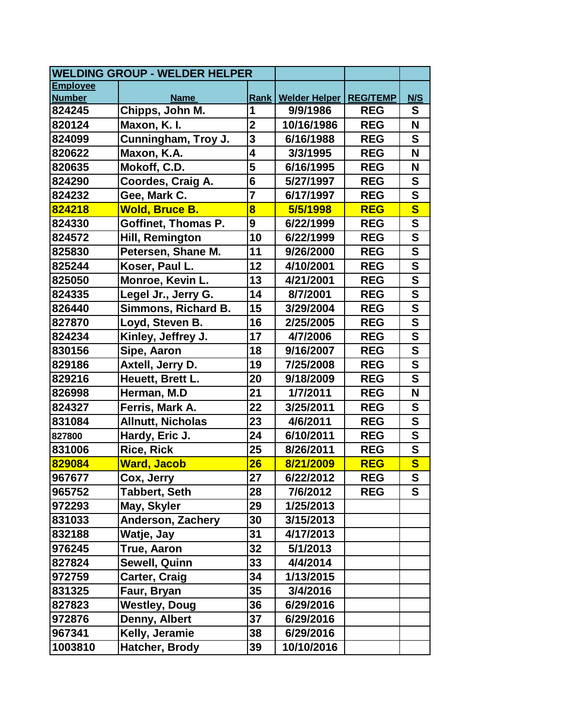| WELDING GROUP - WELDER HELPER | | | | | |
|---|---|---|---|---|---|
| Employee Number | Name | Rank | Welder Helper | REG/TEMP | N/S |
| 824245 | Chipps, John M. | 1 | 9/9/1986 | REG | S |
| 820124 | Maxon, K. I. | 2 | 10/16/1986 | REG | N |
| 824099 | Cunningham, Troy J. | 3 | 6/16/1988 | REG | S |
| 820622 | Maxon, K.A. | 4 | 3/3/1995 | REG | N |
| 820635 | Mokoff, C.D. | 5 | 6/16/1995 | REG | N |
| 824290 | Coordes, Craig A. | 6 | 5/27/1997 | REG | S |
| 824232 | Gee, Mark C. | 7 | 6/17/1997 | REG | S |
| 824218 | Wold, Bruce B. | 8 | 5/5/1998 | REG | S |
| 824330 | Goffinet, Thomas P. | 9 | 6/22/1999 | REG | S |
| 824572 | Hill, Remington | 10 | 6/22/1999 | REG | S |
| 825830 | Petersen, Shane M. | 11 | 9/26/2000 | REG | S |
| 825244 | Koser, Paul L. | 12 | 4/10/2001 | REG | S |
| 825050 | Monroe, Kevin L. | 13 | 4/21/2001 | REG | S |
| 824335 | Legel Jr., Jerry G. | 14 | 8/7/2001 | REG | S |
| 826440 | Simmons, Richard B. | 15 | 3/29/2004 | REG | S |
| 827870 | Loyd, Steven B. | 16 | 2/25/2005 | REG | S |
| 824234 | Kinley, Jeffrey J. | 17 | 4/7/2006 | REG | S |
| 830156 | Sipe, Aaron | 18 | 9/16/2007 | REG | S |
| 829186 | Axtell, Jerry D. | 19 | 7/25/2008 | REG | S |
| 829216 | Heuett, Brett L. | 20 | 9/18/2009 | REG | S |
| 826998 | Herman, M.D | 21 | 1/7/2011 | REG | N |
| 824327 | Ferris, Mark A. | 22 | 3/25/2011 | REG | S |
| 831084 | Allnutt, Nicholas | 23 | 4/6/2011 | REG | S |
| 827800 | Hardy, Eric J. | 24 | 6/10/2011 | REG | S |
| 831006 | Rice, Rick | 25 | 8/26/2011 | REG | S |
| 829084 | Ward, Jacob | 26 | 8/21/2009 | REG | S |
| 967677 | Cox, Jerry | 27 | 6/22/2012 | REG | S |
| 965752 | Tabbert, Seth | 28 | 7/6/2012 | REG | S |
| 972293 | May, Skyler | 29 | 1/25/2013 | | |
| 831033 | Anderson, Zachery | 30 | 3/15/2013 | | |
| 832188 | Watje, Jay | 31 | 4/17/2013 | | |
| 976245 | True, Aaron | 32 | 5/1/2013 | | |
| 827824 | Sewell, Quinn | 33 | 4/4/2014 | | |
| 972759 | Carter, Craig | 34 | 1/13/2015 | | |
| 831325 | Faur, Bryan | 35 | 3/4/2016 | | |
| 827823 | Westley, Doug | 36 | 6/29/2016 | | |
| 972876 | Denny, Albert | 37 | 6/29/2016 | | |
| 967341 | Kelly, Jeramie | 38 | 6/29/2016 | | |
| 1003810 | Hatcher, Brody | 39 | 10/10/2016 | | |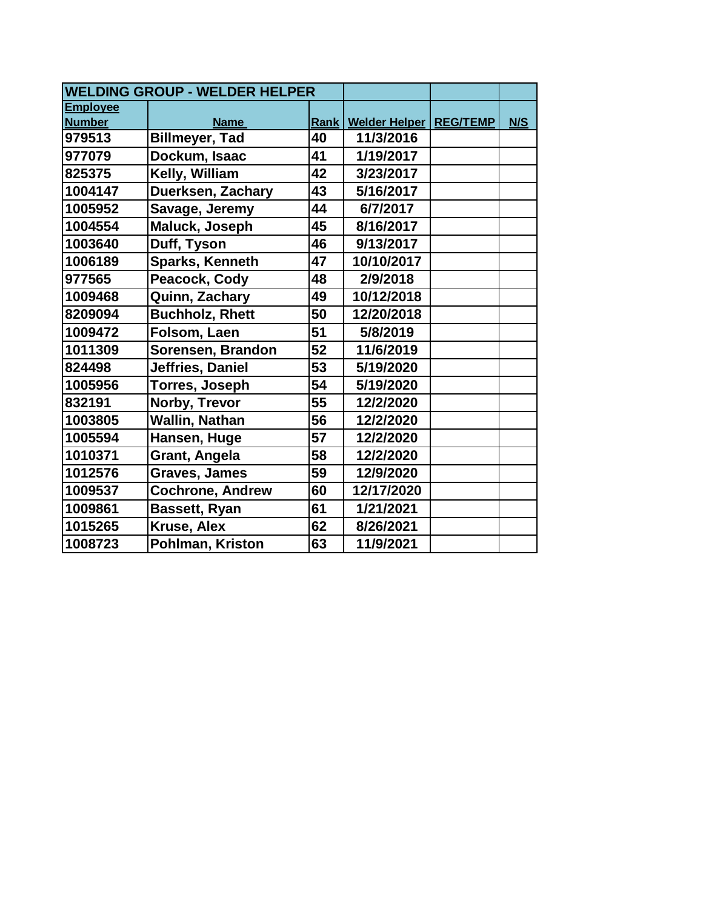| WELDING GROUP - WELDER HELPER | | | | | |
|---|---|---|---|---|---|
| Employee Number | Name | Rank | Welder Helper | REG/TEMP | N/S |
| 979513 | Billmeyer, Tad | 40 | 11/3/2016 | | |
| 977079 | Dockum, Isaac | 41 | 1/19/2017 | | |
| 825375 | Kelly, William | 42 | 3/23/2017 | | |
| 1004147 | Duerksen, Zachary | 43 | 5/16/2017 | | |
| 1005952 | Savage, Jeremy | 44 | 6/7/2017 | | |
| 1004554 | Maluck, Joseph | 45 | 8/16/2017 | | |
| 1003640 | Duff, Tyson | 46 | 9/13/2017 | | |
| 1006189 | Sparks, Kenneth | 47 | 10/10/2017 | | |
| 977565 | Peacock, Cody | 48 | 2/9/2018 | | |
| 1009468 | Quinn, Zachary | 49 | 10/12/2018 | | |
| 8209094 | Buchholz, Rhett | 50 | 12/20/2018 | | |
| 1009472 | Folsom, Laen | 51 | 5/8/2019 | | |
| 1011309 | Sorensen, Brandon | 52 | 11/6/2019 | | |
| 824498 | Jeffries, Daniel | 53 | 5/19/2020 | | |
| 1005956 | Torres, Joseph | 54 | 5/19/2020 | | |
| 832191 | Norby, Trevor | 55 | 12/2/2020 | | |
| 1003805 | Wallin, Nathan | 56 | 12/2/2020 | | |
| 1005594 | Hansen, Huge | 57 | 12/2/2020 | | |
| 1010371 | Grant, Angela | 58 | 12/2/2020 | | |
| 1012576 | Graves, James | 59 | 12/9/2020 | | |
| 1009537 | Cochrone, Andrew | 60 | 12/17/2020 | | |
| 1009861 | Bassett, Ryan | 61 | 1/21/2021 | | |
| 1015265 | Kruse, Alex | 62 | 8/26/2021 | | |
| 1008723 | Pohlman, Kriston | 63 | 11/9/2021 | | |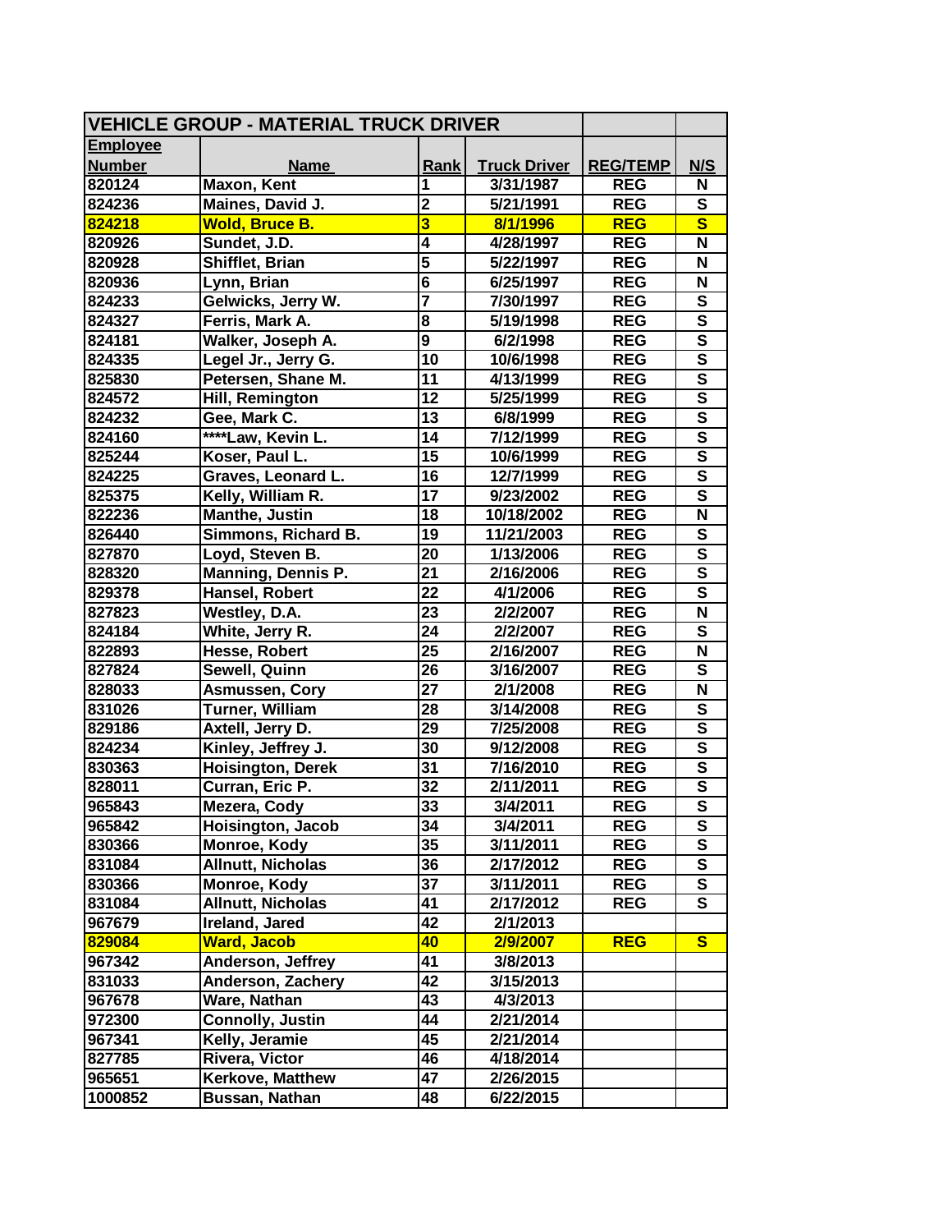| VEHICLE GROUP - MATERIAL TRUCK DRIVER | | | | | |
|---|---|---|---|---|---|
| **Employee Number** | **Name** | **Rank** | **Truck Driver** | **REG/TEMP** | **N/S** |
| 820124 | Maxon, Kent | 1 | 3/31/1987 | REG | N |
| 824236 | Maines, David J. | 2 | 5/21/1991 | REG | S |
| 824218 | Wold, Bruce B. | 3 | 8/1/1996 | REG | S |
| 820926 | Sundet, J.D. | 4 | 4/28/1997 | REG | N |
| 820928 | Shifflet, Brian | 5 | 5/22/1997 | REG | N |
| 820936 | Lynn, Brian | 6 | 6/25/1997 | REG | N |
| 824233 | Gelwicks, Jerry W. | 7 | 7/30/1997 | REG | S |
| 824327 | Ferris, Mark A. | 8 | 5/19/1998 | REG | S |
| 824181 | Walker, Joseph A. | 9 | 6/2/1998 | REG | S |
| 824335 | Legel Jr., Jerry G. | 10 | 10/6/1998 | REG | S |
| 825830 | Petersen, Shane M. | 11 | 4/13/1999 | REG | S |
| 824572 | Hill, Remington | 12 | 5/25/1999 | REG | S |
| 824232 | Gee, Mark C. | 13 | 6/8/1999 | REG | S |
| 824160 | ****Law, Kevin L. | 14 | 7/12/1999 | REG | S |
| 825244 | Koser, Paul L. | 15 | 10/6/1999 | REG | S |
| 824225 | Graves, Leonard L. | 16 | 12/7/1999 | REG | S |
| 825375 | Kelly, William R. | 17 | 9/23/2002 | REG | S |
| 822236 | Manthe, Justin | 18 | 10/18/2002 | REG | N |
| 826440 | Simmons, Richard B. | 19 | 11/21/2003 | REG | S |
| 827870 | Loyd, Steven B. | 20 | 1/13/2006 | REG | S |
| 828320 | Manning, Dennis P. | 21 | 2/16/2006 | REG | S |
| 829378 | Hansel, Robert | 22 | 4/1/2006 | REG | S |
| 827823 | Westley, D.A. | 23 | 2/2/2007 | REG | N |
| 824184 | White, Jerry R. | 24 | 2/2/2007 | REG | S |
| 822893 | Hesse, Robert | 25 | 2/16/2007 | REG | N |
| 827824 | Sewell, Quinn | 26 | 3/16/2007 | REG | S |
| 828033 | Asmussen, Cory | 27 | 2/1/2008 | REG | N |
| 831026 | Turner, William | 28 | 3/14/2008 | REG | S |
| 829186 | Axtell, Jerry D. | 29 | 7/25/2008 | REG | S |
| 824234 | Kinley, Jeffrey J. | 30 | 9/12/2008 | REG | S |
| 830363 | Hoisington, Derek | 31 | 7/16/2010 | REG | S |
| 828011 | Curran, Eric P. | 32 | 2/11/2011 | REG | S |
| 965843 | Mezera, Cody | 33 | 3/4/2011 | REG | S |
| 965842 | Hoisington, Jacob | 34 | 3/4/2011 | REG | S |
| 830366 | Monroe, Kody | 35 | 3/11/2011 | REG | S |
| 831084 | Allnutt, Nicholas | 36 | 2/17/2012 | REG | S |
| 830366 | Monroe, Kody | 37 | 3/11/2011 | REG | S |
| 831084 | Allnutt, Nicholas | 41 | 2/17/2012 | REG | S |
| 967679 | Ireland, Jared | 42 | 2/1/2013 | | |
| 829084 | Ward, Jacob | 40 | 2/9/2007 | REG | S |
| 967342 | Anderson, Jeffrey | 41 | 3/8/2013 | | |
| 831033 | Anderson, Zachery | 42 | 3/15/2013 | | |
| 967678 | Ware, Nathan | 43 | 4/3/2013 | | |
| 972300 | Connolly, Justin | 44 | 2/21/2014 | | |
| 967341 | Kelly, Jeramie | 45 | 2/21/2014 | | |
| 827785 | Rivera, Victor | 46 | 4/18/2014 | | |
| 965651 | Kerkove, Matthew | 47 | 2/26/2015 | | |
| 1000852 | Bussan, Nathan | 48 | 6/22/2015 | | |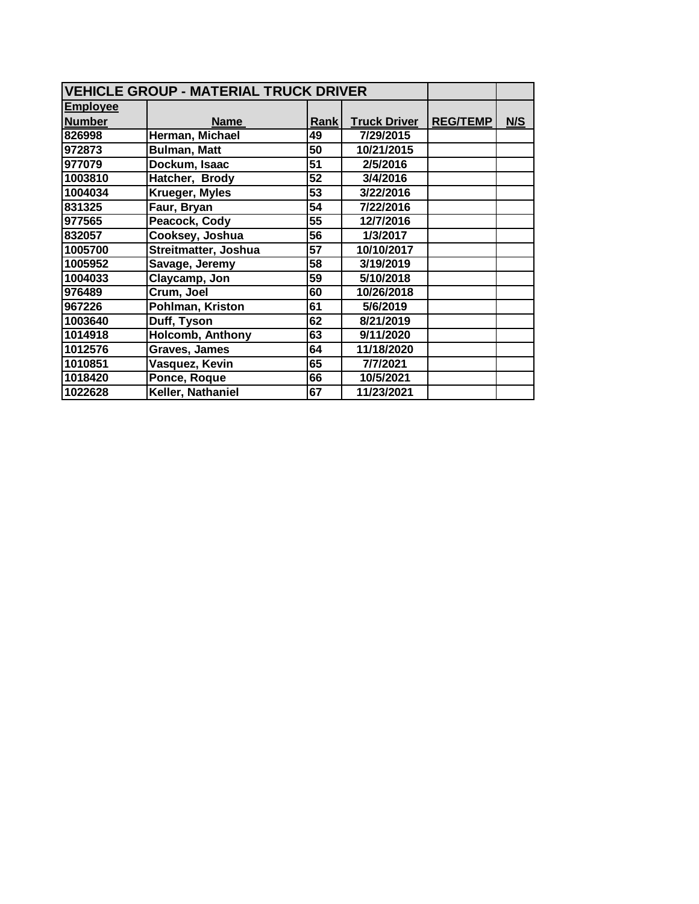| VEHICLE GROUP - MATERIAL TRUCK DRIVER | | | | | |
|---|---|---|---|---|---|
| Employee Number | Name | Rank | Truck Driver | REG/TEMP | N/S |
| 826998 | Herman, Michael | 49 | 7/29/2015 | | |
| 972873 | Bulman, Matt | 50 | 10/21/2015 | | |
| 977079 | Dockum, Isaac | 51 | 2/5/2016 | | |
| 1003810 | Hatcher, Brody | 52 | 3/4/2016 | | |
| 1004034 | Krueger, Myles | 53 | 3/22/2016 | | |
| 831325 | Faur, Bryan | 54 | 7/22/2016 | | |
| 977565 | Peacock, Cody | 55 | 12/7/2016 | | |
| 832057 | Cooksey, Joshua | 56 | 1/3/2017 | | |
| 1005700 | Streitmatter, Joshua | 57 | 10/10/2017 | | |
| 1005952 | Savage, Jeremy | 58 | 3/19/2019 | | |
| 1004033 | Claycamp, Jon | 59 | 5/10/2018 | | |
| 976489 | Crum, Joel | 60 | 10/26/2018 | | |
| 967226 | Pohlman, Kriston | 61 | 5/6/2019 | | |
| 1003640 | Duff, Tyson | 62 | 8/21/2019 | | |
| 1014918 | Holcomb, Anthony | 63 | 9/11/2020 | | |
| 1012576 | Graves, James | 64 | 11/18/2020 | | |
| 1010851 | Vasquez, Kevin | 65 | 7/7/2021 | | |
| 1018420 | Ponce, Roque | 66 | 10/5/2021 | | |
| 1022628 | Keller, Nathaniel | 67 | 11/23/2021 | | |